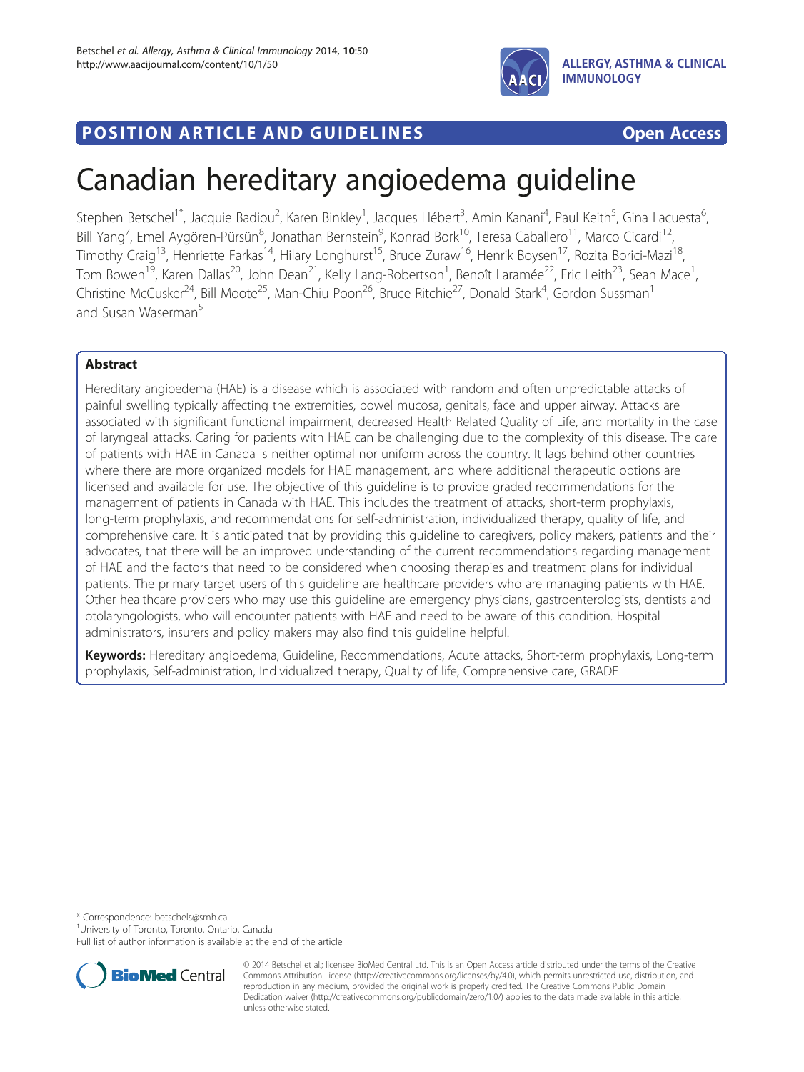POSITION ARTICLE AND GUIDELINES

Open Access

# Canadian hereditary angioedema guideline

Stephen Betschel[1*], Jacquie Badiou[2], Karen Binkley[1], Jacques Hébert[3], Amin Kanani[4], Paul Keith[5], Gina Lacuesta[6], Bill Yang[7], Emel Aygören-Pürsün[8], Jonathan Bernstein[9], Konrad Bork[10], Teresa Caballero[11], Marco Cicardi[12], Timothy Craig[13], Henriette Farkas[14], Hilary Longhurst[15], Bruce Zuraw[16], Henrik Boysen[17], Rozita Borici-Mazi[18], Tom Bowen[19], Karen Dallas[20], John Dean[21], Kelly Lang-Robertson[1], Benoît Laramée[22], Eric Leith[23], Sean Mace[1], Christine McCusker[24], Bill Moote[25], Man-Chiu Poon[26], Bruce Ritchie[27], Donald Stark[4], Gordon Sussman[1] and Susan Waserman[5]

## Abstract

Hereditary angioedema (HAE) is a disease which is associated with random and often unpredictable attacks of painful swelling typically affecting the extremities, bowel mucosa, genitals, face and upper airway. Attacks are associated with significant functional impairment, decreased Health Related Quality of Life, and mortality in the case of laryngeal attacks. Caring for patients with HAE can be challenging due to the complexity of this disease. The care of patients with HAE in Canada is neither optimal nor uniform across the country. It lags behind other countries where there are more organized models for HAE management, and where additional therapeutic options are licensed and available for use. The objective of this guideline is to provide graded recommendations for the management of patients in Canada with HAE. This includes the treatment of attacks, short-term prophylaxis, long-term prophylaxis, and recommendations for self-administration, individualized therapy, quality of life, and comprehensive care. It is anticipated that by providing this guideline to caregivers, policy makers, patients and their advocates, that there will be an improved understanding of the current recommendations regarding management of HAE and the factors that need to be considered when choosing therapies and treatment plans for individual patients. The primary target users of this guideline are healthcare providers who are managing patients with HAE. Other healthcare providers who may use this guideline are emergency physicians, gastroenterologists, dentists and otolaryngologists, who will encounter patients with HAE and need to be aware of this condition. Hospital administrators, insurers and policy makers may also find this guideline helpful.

**Keywords:** Hereditary angioedema, Guideline, Recommendations, Acute attacks, Short-term prophylaxis, Long-term prophylaxis, Self-administration, Individualized therapy, Quality of life, Comprehensive care, GRADE

\* Correspondence: betschels@smh.ca
[1]University of Toronto, Toronto, Ontario, Canada
Full list of author information is available at the end of the article

© 2014 Betschel et al.; licensee BioMed Central Ltd. This is an Open Access article distributed under the terms of the Creative Commons Attribution License (http://creativecommons.org/licenses/by/4.0), which permits unrestricted use, distribution, and reproduction in any medium, provided the original work is properly credited. The Creative Commons Public Domain Dedication waiver (http://creativecommons.org/publicdomain/zero/1.0/) applies to the data made available in this article, unless otherwise stated.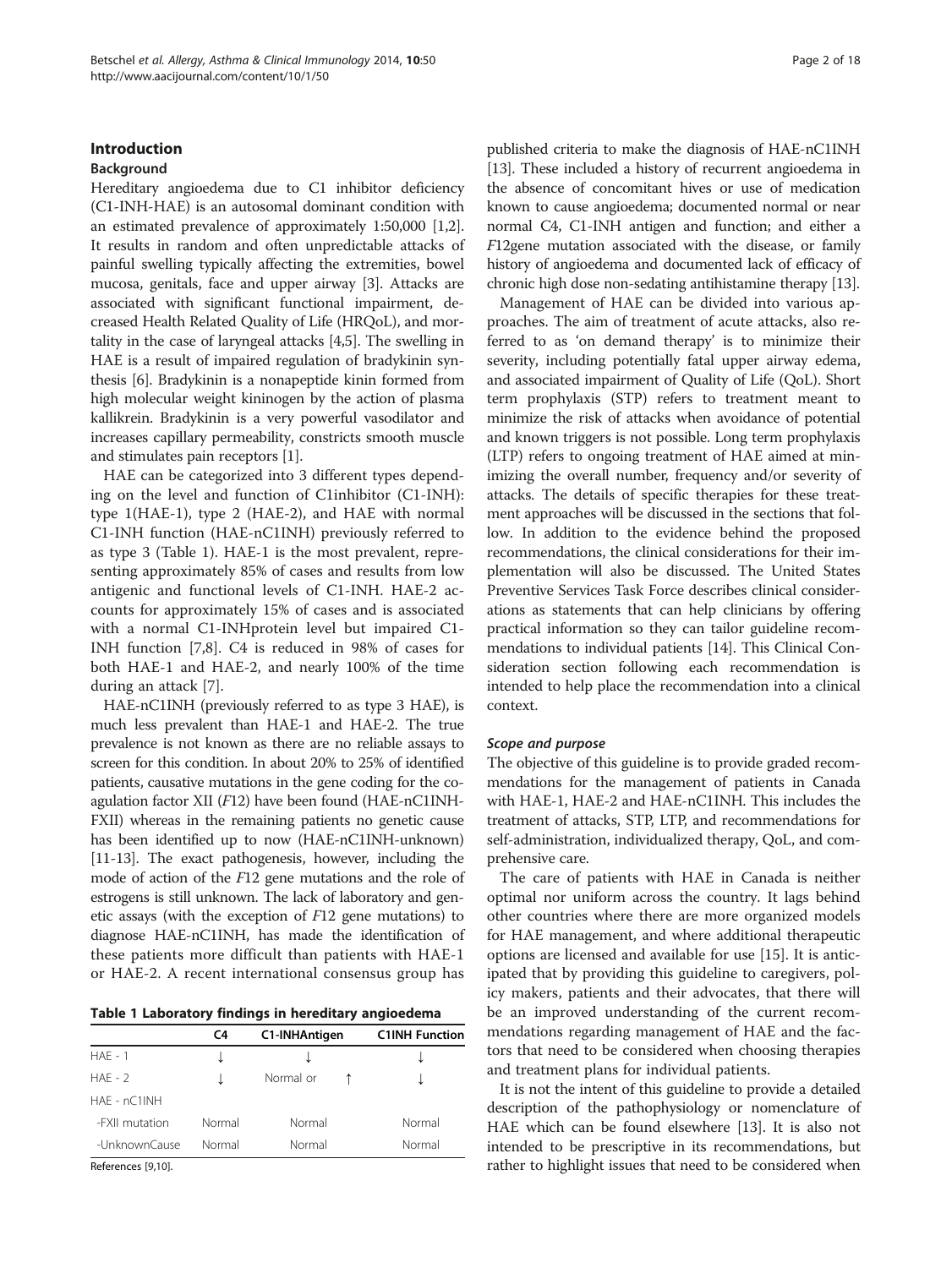## Introduction

### Background

Hereditary angioedema due to C1 inhibitor deficiency (C1-INH-HAE) is an autosomal dominant condition with an estimated prevalence of approximately 1:50,000 [1,2]. It results in random and often unpredictable attacks of painful swelling typically affecting the extremities, bowel mucosa, genitals, face and upper airway [3]. Attacks are associated with significant functional impairment, decreased Health Related Quality of Life (HRQoL), and mortality in the case of laryngeal attacks [4,5]. The swelling in HAE is a result of impaired regulation of bradykinin synthesis [6]. Bradykinin is a nonapeptide kinin formed from high molecular weight kininogen by the action of plasma kallikrein. Bradykinin is a very powerful vasodilator and increases capillary permeability, constricts smooth muscle and stimulates pain receptors [1].

HAE can be categorized into 3 different types depending on the level and function of C1inhibitor (C1-INH): type 1(HAE-1), type 2 (HAE-2), and HAE with normal C1-INH function (HAE-nC1INH) previously referred to as type 3 (Table 1). HAE-1 is the most prevalent, representing approximately 85% of cases and results from low antigenic and functional levels of C1-INH. HAE-2 accounts for approximately 15% of cases and is associated with a normal C1-INHprotein level but impaired C1-INH function [7,8]. C4 is reduced in 98% of cases for both HAE-1 and HAE-2, and nearly 100% of the time during an attack [7].

HAE-nC1INH (previously referred to as type 3 HAE), is much less prevalent than HAE-1 and HAE-2. The true prevalence is not known as there are no reliable assays to screen for this condition. In about 20% to 25% of identified patients, causative mutations in the gene coding for the coagulation factor XII (*F*12) have been found (HAE-nC1INH-FXII) whereas in the remaining patients no genetic cause has been identified up to now (HAE-nC1INH-unknown) [11-13]. The exact pathogenesis, however, including the mode of action of the *F*12 gene mutations and the role of estrogens is still unknown. The lack of laboratory and genetic assays (with the exception of *F*12 gene mutations) to diagnose HAE-nC1INH, has made the identification of these patients more difficult than patients with HAE-1 or HAE-2. A recent international consensus group has published criteria to make the diagnosis of HAE-nC1INH [13]. These included a history of recurrent angioedema in the absence of concomitant hives or use of medication known to cause angioedema; documented normal or near normal C4, C1-INH antigen and function; and either a *F*12gene mutation associated with the disease, or family history of angioedema and documented lack of efficacy of chronic high dose non-sedating antihistamine therapy [13].

**Table 1 Laboratory findings in hereditary angioedema**

| | C4 | C1-INHAntigen | C1INH Function |
|---|---|---|---|
| HAE - 1 | ↓ | ↓ | ↓ |
| HAE - 2 | ↓ | Normal or ↑ | ↓ |
| HAE - nC1INH | | | |
| -FXII mutation | Normal | Normal | Normal |
| -UnknownCause | Normal | Normal | Normal |

References [9,10].

Management of HAE can be divided into various approaches. The aim of treatment of acute attacks, also referred to as 'on demand therapy' is to minimize their severity, including potentially fatal upper airway edema, and associated impairment of Quality of Life (QoL). Short term prophylaxis (STP) refers to treatment meant to minimize the risk of attacks when avoidance of potential and known triggers is not possible. Long term prophylaxis (LTP) refers to ongoing treatment of HAE aimed at minimizing the overall number, frequency and/or severity of attacks. The details of specific therapies for these treatment approaches will be discussed in the sections that follow. In addition to the evidence behind the proposed recommendations, the clinical considerations for their implementation will also be discussed. The United States Preventive Services Task Force describes clinical considerations as statements that can help clinicians by offering practical information so they can tailor guideline recommendations to individual patients [14]. This Clinical Consideration section following each recommendation is intended to help place the recommendation into a clinical context.

#### *Scope and purpose*

The objective of this guideline is to provide graded recommendations for the management of patients in Canada with HAE-1, HAE-2 and HAE-nC1INH. This includes the treatment of attacks, STP, LTP, and recommendations for self-administration, individualized therapy, QoL, and comprehensive care.

The care of patients with HAE in Canada is neither optimal nor uniform across the country. It lags behind other countries where there are more organized models for HAE management, and where additional therapeutic options are licensed and available for use [15]. It is anticipated that by providing this guideline to caregivers, policy makers, patients and their advocates, that there will be an improved understanding of the current recommendations regarding management of HAE and the factors that need to be considered when choosing therapies and treatment plans for individual patients.

It is not the intent of this guideline to provide a detailed description of the pathophysiology or nomenclature of HAE which can be found elsewhere [13]. It is also not intended to be prescriptive in its recommendations, but rather to highlight issues that need to be considered when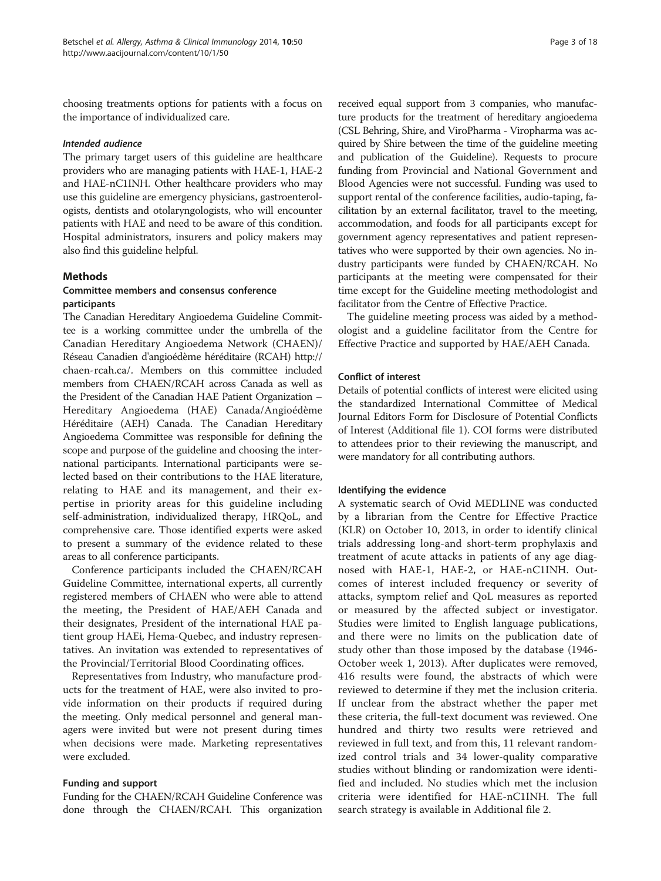choosing treatments options for patients with a focus on the importance of individualized care.

#### *Intended audience*

The primary target users of this guideline are healthcare providers who are managing patients with HAE-1, HAE-2 and HAE-nC1INH. Other healthcare providers who may use this guideline are emergency physicians, gastroenterologists, dentists and otolaryngologists, who will encounter patients with HAE and need to be aware of this condition. Hospital administrators, insurers and policy makers may also find this guideline helpful.

## Methods

### Committee members and consensus conference participants

The Canadian Hereditary Angioedema Guideline Committee is a working committee under the umbrella of the Canadian Hereditary Angioedema Network (CHAEN)/Réseau Canadien d'angioédème héréditaire (RCAH) http://chaen-rcah.ca/. Members on this committee included members from CHAEN/RCAH across Canada as well as the President of the Canadian HAE Patient Organization – Hereditary Angioedema (HAE) Canada/Angioédème Héréditaire (AEH) Canada. The Canadian Hereditary Angioedema Committee was responsible for defining the scope and purpose of the guideline and choosing the international participants. International participants were selected based on their contributions to the HAE literature, relating to HAE and its management, and their expertise in priority areas for this guideline including self-administration, individualized therapy, HRQoL, and comprehensive care. Those identified experts were asked to present a summary of the evidence related to these areas to all conference participants.

Conference participants included the CHAEN/RCAH Guideline Committee, international experts, all currently registered members of CHAEN who were able to attend the meeting, the President of HAE/AEH Canada and their designates, President of the international HAE patient group HAEi, Hema-Quebec, and industry representatives. An invitation was extended to representatives of the Provincial/Territorial Blood Coordinating offices.

Representatives from Industry, who manufacture products for the treatment of HAE, were also invited to provide information on their products if required during the meeting. Only medical personnel and general managers were invited but were not present during times when decisions were made. Marketing representatives were excluded.

### Funding and support

Funding for the CHAEN/RCAH Guideline Conference was done through the CHAEN/RCAH. This organization received equal support from 3 companies, who manufacture products for the treatment of hereditary angioedema (CSL Behring, Shire, and ViroPharma - Viropharma was acquired by Shire between the time of the guideline meeting and publication of the Guideline). Requests to procure funding from Provincial and National Government and Blood Agencies were not successful. Funding was used to support rental of the conference facilities, audio-taping, facilitation by an external facilitator, travel to the meeting, accommodation, and foods for all participants except for government agency representatives and patient representatives who were supported by their own agencies. No industry participants were funded by CHAEN/RCAH. No participants at the meeting were compensated for their time except for the Guideline meeting methodologist and facilitator from the Centre of Effective Practice.

The guideline meeting process was aided by a methodologist and a guideline facilitator from the Centre for Effective Practice and supported by HAE/AEH Canada.

### Conflict of interest

Details of potential conflicts of interest were elicited using the standardized International Committee of Medical Journal Editors Form for Disclosure of Potential Conflicts of Interest (Additional file 1). COI forms were distributed to attendees prior to their reviewing the manuscript, and were mandatory for all contributing authors.

### Identifying the evidence

A systematic search of Ovid MEDLINE was conducted by a librarian from the Centre for Effective Practice (KLR) on October 10, 2013, in order to identify clinical trials addressing long-and short-term prophylaxis and treatment of acute attacks in patients of any age diagnosed with HAE-1, HAE-2, or HAE-nC1INH. Outcomes of interest included frequency or severity of attacks, symptom relief and QoL measures as reported or measured by the affected subject or investigator. Studies were limited to English language publications, and there were no limits on the publication date of study other than those imposed by the database (1946-October week 1, 2013). After duplicates were removed, 416 results were found, the abstracts of which were reviewed to determine if they met the inclusion criteria. If unclear from the abstract whether the paper met these criteria, the full-text document was reviewed. One hundred and thirty two results were retrieved and reviewed in full text, and from this, 11 relevant randomized control trials and 34 lower-quality comparative studies without blinding or randomization were identified and included. No studies which met the inclusion criteria were identified for HAE-nC1INH. The full search strategy is available in Additional file 2.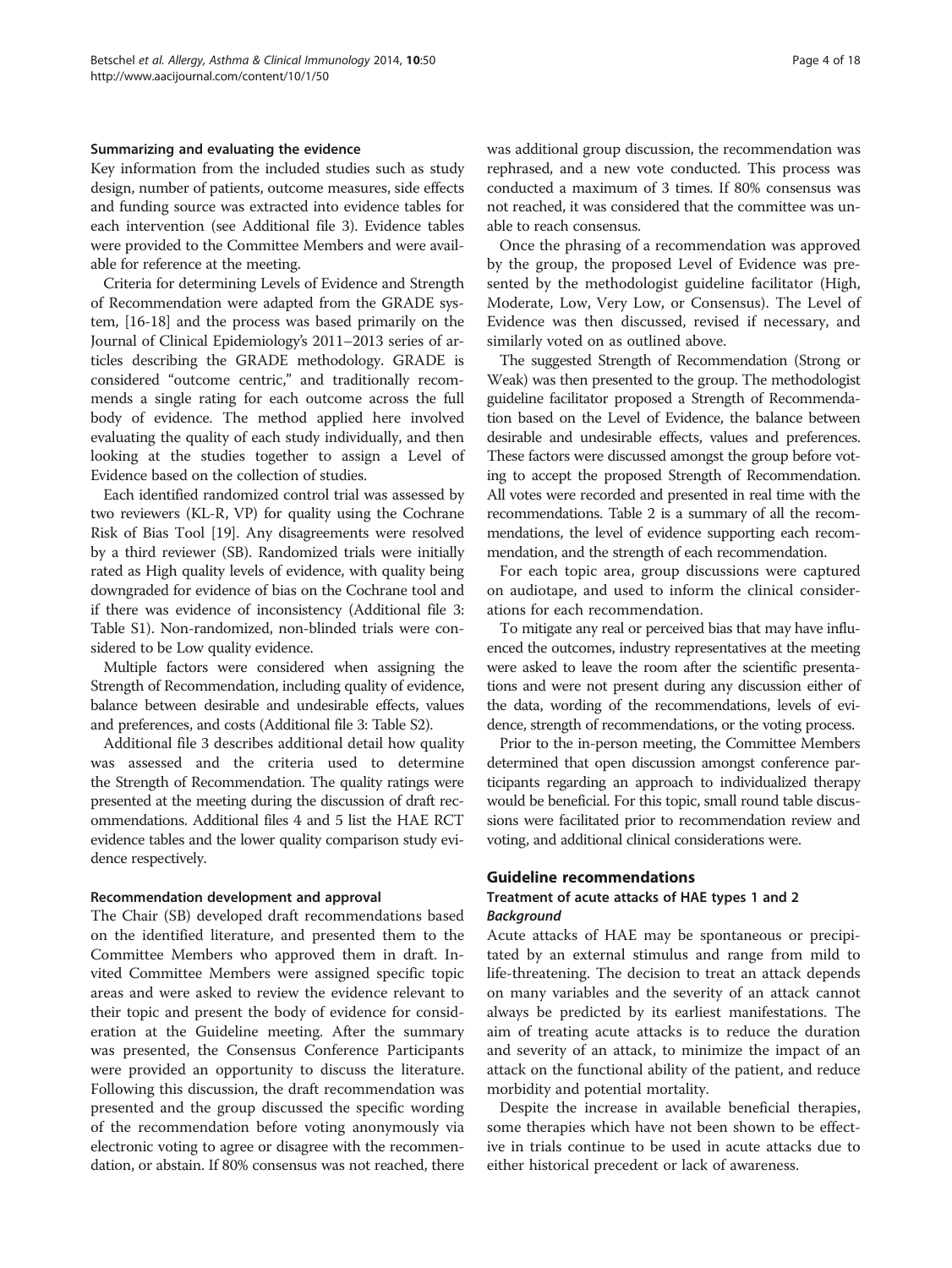#### Summarizing and evaluating the evidence

Key information from the included studies such as study design, number of patients, outcome measures, side effects and funding source was extracted into evidence tables for each intervention (see Additional file 3). Evidence tables were provided to the Committee Members and were available for reference at the meeting.

Criteria for determining Levels of Evidence and Strength of Recommendation were adapted from the GRADE system, [16-18] and the process was based primarily on the Journal of Clinical Epidemiology's 2011–2013 series of articles describing the GRADE methodology. GRADE is considered "outcome centric," and traditionally recommends a single rating for each outcome across the full body of evidence. The method applied here involved evaluating the quality of each study individually, and then looking at the studies together to assign a Level of Evidence based on the collection of studies.

Each identified randomized control trial was assessed by two reviewers (KL-R, VP) for quality using the Cochrane Risk of Bias Tool [19]. Any disagreements were resolved by a third reviewer (SB). Randomized trials were initially rated as High quality levels of evidence, with quality being downgraded for evidence of bias on the Cochrane tool and if there was evidence of inconsistency (Additional file 3: Table S1). Non-randomized, non-blinded trials were considered to be Low quality evidence.

Multiple factors were considered when assigning the Strength of Recommendation, including quality of evidence, balance between desirable and undesirable effects, values and preferences, and costs (Additional file 3: Table S2).

Additional file 3 describes additional detail how quality was assessed and the criteria used to determine the Strength of Recommendation. The quality ratings were presented at the meeting during the discussion of draft recommendations. Additional files 4 and 5 list the HAE RCT evidence tables and the lower quality comparison study evidence respectively.

#### Recommendation development and approval

The Chair (SB) developed draft recommendations based on the identified literature, and presented them to the Committee Members who approved them in draft. Invited Committee Members were assigned specific topic areas and were asked to review the evidence relevant to their topic and present the body of evidence for consideration at the Guideline meeting. After the summary was presented, the Consensus Conference Participants were provided an opportunity to discuss the literature. Following this discussion, the draft recommendation was presented and the group discussed the specific wording of the recommendation before voting anonymously via electronic voting to agree or disagree with the recommendation, or abstain. If 80% consensus was not reached, there was additional group discussion, the recommendation was rephrased, and a new vote conducted. This process was conducted a maximum of 3 times. If 80% consensus was not reached, it was considered that the committee was unable to reach consensus.

Once the phrasing of a recommendation was approved by the group, the proposed Level of Evidence was presented by the methodologist guideline facilitator (High, Moderate, Low, Very Low, or Consensus). The Level of Evidence was then discussed, revised if necessary, and similarly voted on as outlined above.

The suggested Strength of Recommendation (Strong or Weak) was then presented to the group. The methodologist guideline facilitator proposed a Strength of Recommendation based on the Level of Evidence, the balance between desirable and undesirable effects, values and preferences. These factors were discussed amongst the group before voting to accept the proposed Strength of Recommendation. All votes were recorded and presented in real time with the recommendations. Table 2 is a summary of all the recommendations, the level of evidence supporting each recommendation, and the strength of each recommendation.

For each topic area, group discussions were captured on audiotape, and used to inform the clinical considerations for each recommendation.

To mitigate any real or perceived bias that may have influenced the outcomes, industry representatives at the meeting were asked to leave the room after the scientific presentations and were not present during any discussion either of the data, wording of the recommendations, levels of evidence, strength of recommendations, or the voting process.

Prior to the in-person meeting, the Committee Members determined that open discussion amongst conference participants regarding an approach to individualized therapy would be beneficial. For this topic, small round table discussions were facilitated prior to recommendation review and voting, and additional clinical considerations were.

## Guideline recommendations

### Treatment of acute attacks of HAE types 1 and 2

#### *Background*

Acute attacks of HAE may be spontaneous or precipitated by an external stimulus and range from mild to life-threatening. The decision to treat an attack depends on many variables and the severity of an attack cannot always be predicted by its earliest manifestations. The aim of treating acute attacks is to reduce the duration and severity of an attack, to minimize the impact of an attack on the functional ability of the patient, and reduce morbidity and potential mortality.

Despite the increase in available beneficial therapies, some therapies which have not been shown to be effective in trials continue to be used in acute attacks due to either historical precedent or lack of awareness.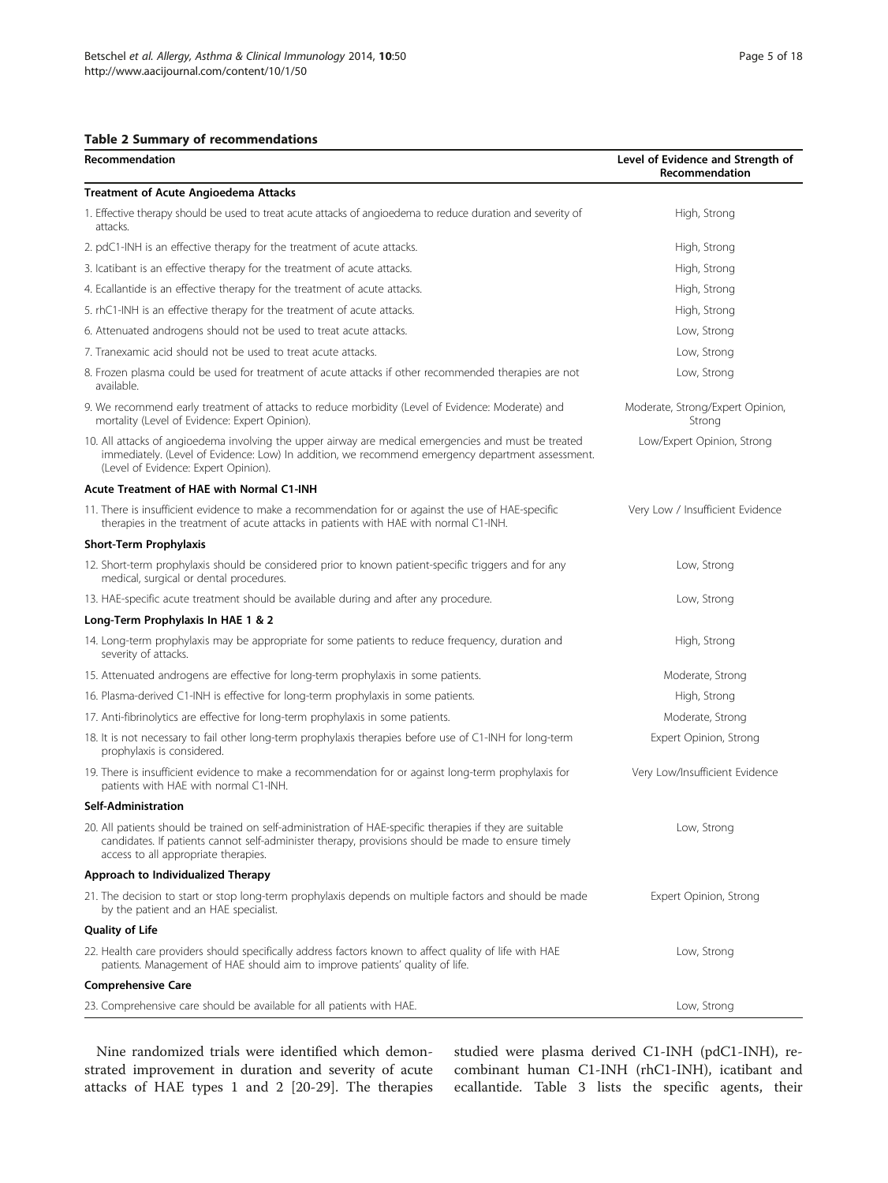**Table 2 Summary of recommendations**

| Recommendation | Level of Evidence and Strength of Recommendation |
|---|---|
| **Treatment of Acute Angioedema Attacks** | |
| 1. Effective therapy should be used to treat acute attacks of angioedema to reduce duration and severity of attacks. | High, Strong |
| 2. pdC1-INH is an effective therapy for the treatment of acute attacks. | High, Strong |
| 3. Icatibant is an effective therapy for the treatment of acute attacks. | High, Strong |
| 4. Ecallantide is an effective therapy for the treatment of acute attacks. | High, Strong |
| 5. rhC1-INH is an effective therapy for the treatment of acute attacks. | High, Strong |
| 6. Attenuated androgens should not be used to treat acute attacks. | Low, Strong |
| 7. Tranexamic acid should not be used to treat acute attacks. | Low, Strong |
| 8. Frozen plasma could be used for treatment of acute attacks if other recommended therapies are not available. | Low, Strong |
| 9. We recommend early treatment of attacks to reduce morbidity (Level of Evidence: Moderate) and mortality (Level of Evidence: Expert Opinion). | Moderate, Strong/Expert Opinion, Strong |
| 10. All attacks of angioedema involving the upper airway are medical emergencies and must be treated immediately. (Level of Evidence: Low) In addition, we recommend emergency department assessment. (Level of Evidence: Expert Opinion). | Low/Expert Opinion, Strong |
| **Acute Treatment of HAE with Normal C1-INH** | |
| 11. There is insufficient evidence to make a recommendation for or against the use of HAE-specific therapies in the treatment of acute attacks in patients with HAE with normal C1-INH. | Very Low / Insufficient Evidence |
| **Short-Term Prophylaxis** | |
| 12. Short-term prophylaxis should be considered prior to known patient-specific triggers and for any medical, surgical or dental procedures. | Low, Strong |
| 13. HAE-specific acute treatment should be available during and after any procedure. | Low, Strong |
| **Long-Term Prophylaxis In HAE 1 & 2** | |
| 14. Long-term prophylaxis may be appropriate for some patients to reduce frequency, duration and severity of attacks. | High, Strong |
| 15. Attenuated androgens are effective for long-term prophylaxis in some patients. | Moderate, Strong |
| 16. Plasma-derived C1-INH is effective for long-term prophylaxis in some patients. | High, Strong |
| 17. Anti-fibrinolytics are effective for long-term prophylaxis in some patients. | Moderate, Strong |
| 18. It is not necessary to fail other long-term prophylaxis therapies before use of C1-INH for long-term prophylaxis is considered. | Expert Opinion, Strong |
| 19. There is insufficient evidence to make a recommendation for or against long-term prophylaxis for patients with HAE with normal C1-INH. | Very Low/Insufficient Evidence |
| **Self-Administration** | |
| 20. All patients should be trained on self-administration of HAE-specific therapies if they are suitable candidates. If patients cannot self-administer therapy, provisions should be made to ensure timely access to all appropriate therapies. | Low, Strong |
| **Approach to Individualized Therapy** | |
| 21. The decision to start or stop long-term prophylaxis depends on multiple factors and should be made by the patient and an HAE specialist. | Expert Opinion, Strong |
| **Quality of Life** | |
| 22. Health care providers should specifically address factors known to affect quality of life with HAE patients. Management of HAE should aim to improve patients' quality of life. | Low, Strong |
| **Comprehensive Care** | |
| 23. Comprehensive care should be available for all patients with HAE. | Low, Strong |

Nine randomized trials were identified which demonstrated improvement in duration and severity of acute attacks of HAE types 1 and 2 [20-29]. The therapies studied were plasma derived C1-INH (pdC1-INH), recombinant human C1-INH (rhC1-INH), icatibant and ecallantide. Table 3 lists the specific agents, their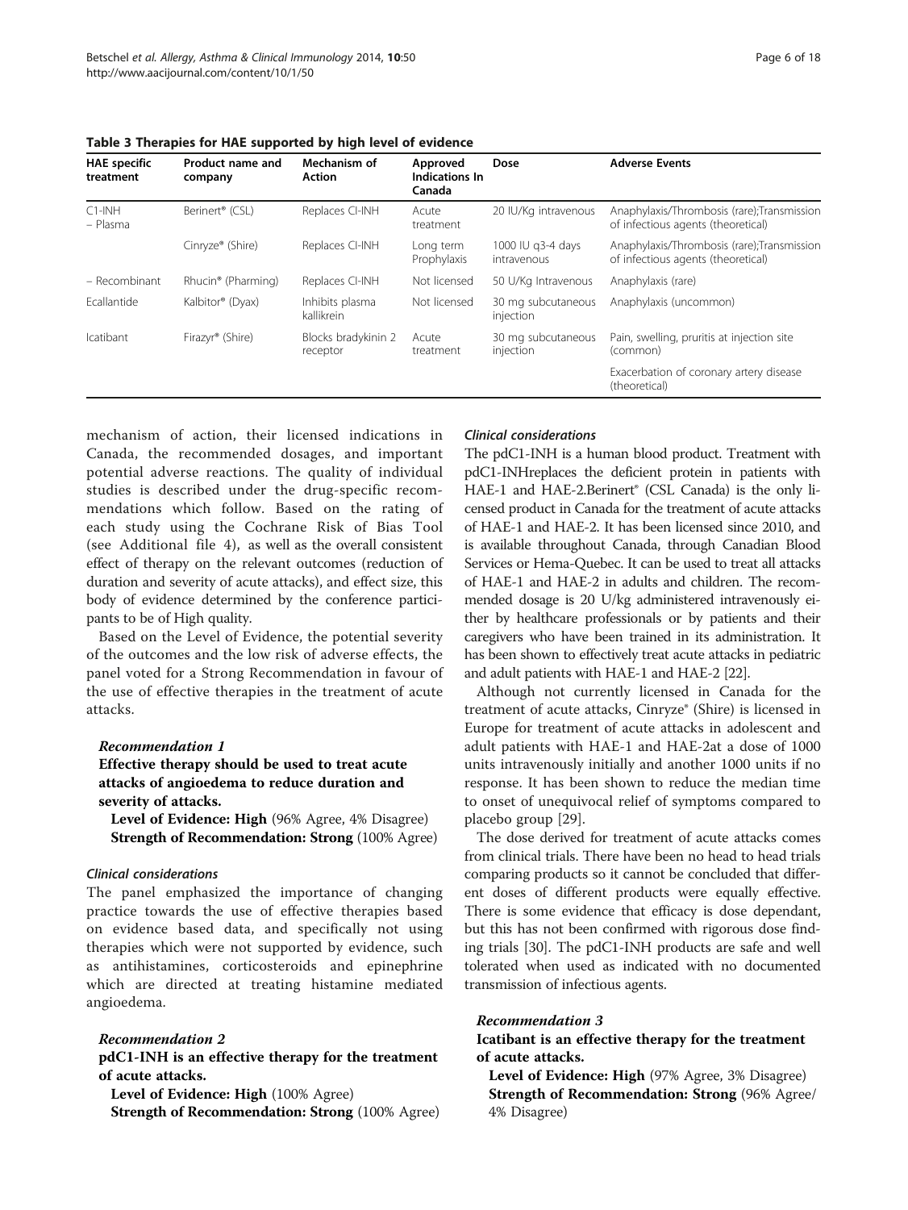**Table 3 Therapies for HAE supported by high level of evidence**

| HAE specific treatment | Product name and company | Mechanism of Action | Approved Indications In Canada | Dose | Adverse Events |
|---|---|---|---|---|---|
| C1-INH – Plasma | Berinert® (CSL) | Replaces CI-INH | Acute treatment | 20 IU/Kg intravenous | Anaphylaxis/Thrombosis (rare);Transmission of infectious agents (theoretical) |
| | Cinryze® (Shire) | Replaces CI-INH | Long term Prophylaxis | 1000 IU q3-4 days intravenous | Anaphylaxis/Thrombosis (rare);Transmission of infectious agents (theoretical) |
| – Recombinant | Rhucin® (Pharming) | Replaces CI-INH | Not licensed | 50 U/Kg Intravenous | Anaphylaxis (rare) |
| Ecallantide | Kalbitor® (Dyax) | Inhibits plasma kallikrein | Not licensed | 30 mg subcutaneous injection | Anaphylaxis (uncommon) |
| Icatibant | Firazyr® (Shire) | Blocks bradykinin 2 receptor | Acute treatment | 30 mg subcutaneous injection | Pain, swelling, pruritis at injection site (common) |
| | | | | | Exacerbation of coronary artery disease (theoretical) |

mechanism of action, their licensed indications in Canada, the recommended dosages, and important potential adverse reactions. The quality of individual studies is described under the drug-specific recommendations which follow. Based on the rating of each study using the Cochrane Risk of Bias Tool (see Additional file 4), as well as the overall consistent effect of therapy on the relevant outcomes (reduction of duration and severity of acute attacks), and effect size, this body of evidence determined by the conference participants to be of High quality.

Based on the Level of Evidence, the potential severity of the outcomes and the low risk of adverse effects, the panel voted for a Strong Recommendation in favour of the use of effective therapies in the treatment of acute attacks.

### *Recommendation 1*

**Effective therapy should be used to treat acute attacks of angioedema to reduce duration and severity of attacks.**

**Level of Evidence: High** (96% Agree, 4% Disagree)
**Strength of Recommendation: Strong** (100% Agree)

#### *Clinical considerations*

The panel emphasized the importance of changing practice towards the use of effective therapies based on evidence based data, and specifically not using therapies which were not supported by evidence, such as antihistamines, corticosteroids and epinephrine which are directed at treating histamine mediated angioedema.

### *Recommendation 2*

**pdC1-INH is an effective therapy for the treatment of acute attacks.**

**Level of Evidence: High** (100% Agree)
**Strength of Recommendation: Strong** (100% Agree)

#### *Clinical considerations*

The pdC1-INH is a human blood product. Treatment with pdC1-INHreplaces the deficient protein in patients with HAE-1 and HAE-2.Berinert® (CSL Canada) is the only licensed product in Canada for the treatment of acute attacks of HAE-1 and HAE-2. It has been licensed since 2010, and is available throughout Canada, through Canadian Blood Services or Hema-Quebec. It can be used to treat all attacks of HAE-1 and HAE-2 in adults and children. The recommended dosage is 20 U/kg administered intravenously either by healthcare professionals or by patients and their caregivers who have been trained in its administration. It has been shown to effectively treat acute attacks in pediatric and adult patients with HAE-1 and HAE-2 [22].

Although not currently licensed in Canada for the treatment of acute attacks, Cinryze® (Shire) is licensed in Europe for treatment of acute attacks in adolescent and adult patients with HAE-1 and HAE-2at a dose of 1000 units intravenously initially and another 1000 units if no response. It has been shown to reduce the median time to onset of unequivocal relief of symptoms compared to placebo group [29].

The dose derived for treatment of acute attacks comes from clinical trials. There have been no head to head trials comparing products so it cannot be concluded that different doses of different products were equally effective. There is some evidence that efficacy is dose dependant, but this has not been confirmed with rigorous dose finding trials [30]. The pdC1-INH products are safe and well tolerated when used as indicated with no documented transmission of infectious agents.

### *Recommendation 3*

**Icatibant is an effective therapy for the treatment of acute attacks.**

**Level of Evidence: High** (97% Agree, 3% Disagree)
**Strength of Recommendation: Strong** (96% Agree/ 4% Disagree)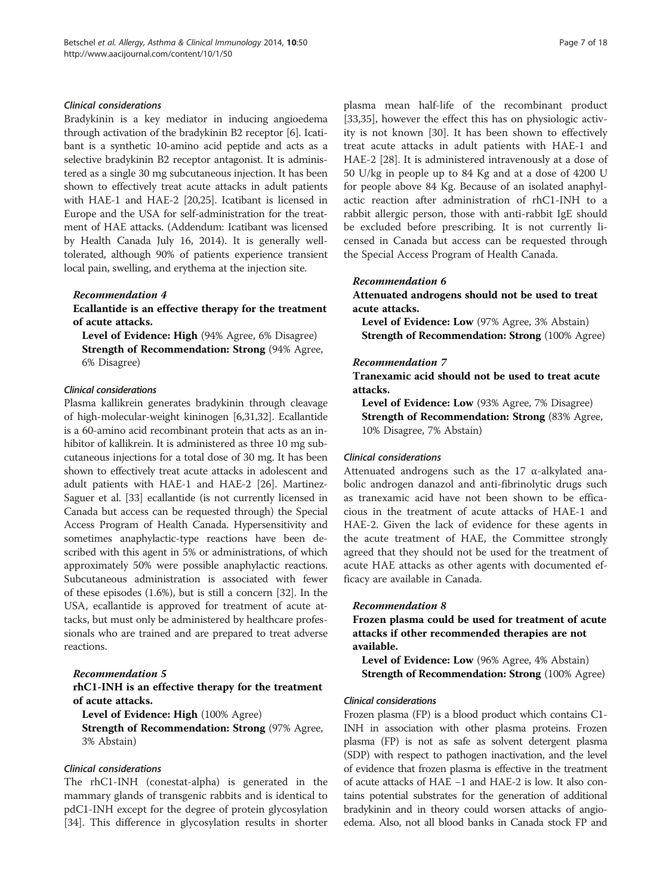#### *Clinical considerations*

Bradykinin is a key mediator in inducing angioedema through activation of the bradykinin B2 receptor [6]. Icatibant is a synthetic 10-amino acid peptide and acts as a selective bradykinin B2 receptor antagonist. It is administered as a single 30 mg subcutaneous injection. It has been shown to effectively treat acute attacks in adult patients with HAE-1 and HAE-2 [20,25]. Icatibant is licensed in Europe and the USA for self-administration for the treatment of HAE attacks. (Addendum: Icatibant was licensed by Health Canada July 16, 2014). It is generally well-tolerated, although 90% of patients experience transient local pain, swelling, and erythema at the injection site.

### *Recommendation 4*

**Ecallantide is an effective therapy for the treatment of acute attacks.**

**Level of Evidence: High** (94% Agree, 6% Disagree)
**Strength of Recommendation: Strong** (94% Agree, 6% Disagree)

#### *Clinical considerations*

Plasma kallikrein generates bradykinin through cleavage of high-molecular-weight kininogen [6,31,32]. Ecallantide is a 60-amino acid recombinant protein that acts as an inhibitor of kallikrein. It is administered as three 10 mg subcutaneous injections for a total dose of 30 mg. It has been shown to effectively treat acute attacks in adolescent and adult patients with HAE-1 and HAE-2 [26]. Martinez-Saguer et al. [33] ecallantide (is not currently licensed in Canada but access can be requested through) the Special Access Program of Health Canada. Hypersensitivity and sometimes anaphylactic-type reactions have been described with this agent in 5% or administrations, of which approximately 50% were possible anaphylactic reactions. Subcutaneous administration is associated with fewer of these episodes (1.6%), but is still a concern [32]. In the USA, ecallantide is approved for treatment of acute attacks, but must only be administered by healthcare professionals who are trained and are prepared to treat adverse reactions.

### *Recommendation 5*

**rhC1-INH is an effective therapy for the treatment of acute attacks.**

**Level of Evidence: High** (100% Agree)
**Strength of Recommendation: Strong** (97% Agree, 3% Abstain)

#### *Clinical considerations*

The rhC1-INH (conestat-alpha) is generated in the mammary glands of transgenic rabbits and is identical to pdC1-INH except for the degree of protein glycosylation [34]. This difference in glycosylation results in shorter plasma mean half-life of the recombinant product [33,35], however the effect this has on physiologic activity is not known [30]. It has been shown to effectively treat acute attacks in adult patients with HAE-1 and HAE-2 [28]. It is administered intravenously at a dose of 50 U/kg in people up to 84 Kg and at a dose of 4200 U for people above 84 Kg. Because of an isolated anaphylactic reaction after administration of rhC1-INH to a rabbit allergic person, those with anti-rabbit IgE should be excluded before prescribing. It is not currently licensed in Canada but access can be requested through the Special Access Program of Health Canada.

### *Recommendation 6*

**Attenuated androgens should not be used to treat acute attacks.**

**Level of Evidence: Low** (97% Agree, 3% Abstain)
**Strength of Recommendation: Strong** (100% Agree)

### *Recommendation 7*

**Tranexamic acid should not be used to treat acute attacks.**

**Level of Evidence: Low** (93% Agree, 7% Disagree)
**Strength of Recommendation: Strong** (83% Agree, 10% Disagree, 7% Abstain)

#### *Clinical considerations*

Attenuated androgens such as the 17 α-alkylated anabolic androgen danazol and anti-fibrinolytic drugs such as tranexamic acid have not been shown to be efficacious in the treatment of acute attacks of HAE-1 and HAE-2. Given the lack of evidence for these agents in the acute treatment of HAE, the Committee strongly agreed that they should not be used for the treatment of acute HAE attacks as other agents with documented efficacy are available in Canada.

### *Recommendation 8*

**Frozen plasma could be used for treatment of acute attacks if other recommended therapies are not available.**

**Level of Evidence: Low** (96% Agree, 4% Abstain)
**Strength of Recommendation: Strong** (100% Agree)

#### *Clinical considerations*

Frozen plasma (FP) is a blood product which contains C1-INH in association with other plasma proteins. Frozen plasma (FP) is not as safe as solvent detergent plasma (SDP) with respect to pathogen inactivation, and the level of evidence that frozen plasma is effective in the treatment of acute attacks of HAE −1 and HAE-2 is low. It also contains potential substrates for the generation of additional bradykinin and in theory could worsen attacks of angioedema. Also, not all blood banks in Canada stock FP and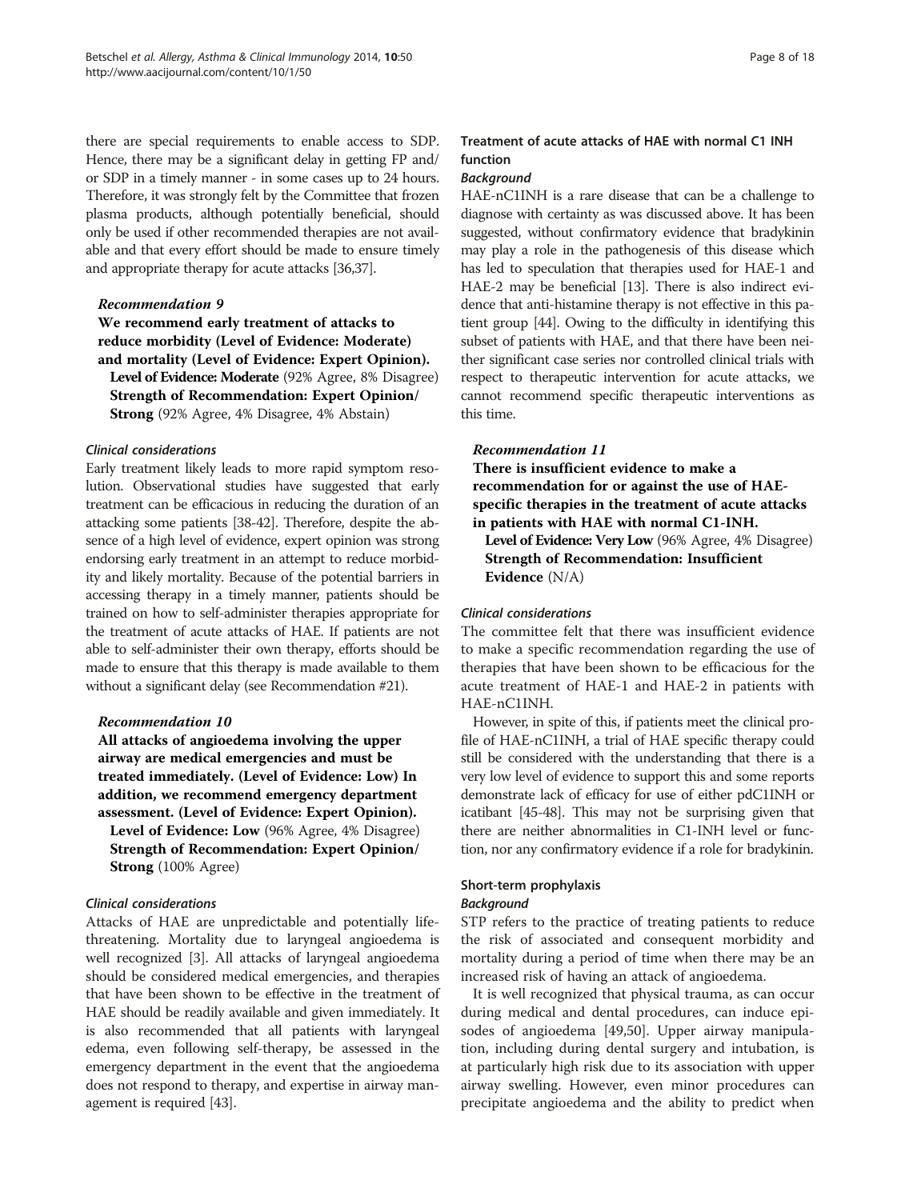there are special requirements to enable access to SDP. Hence, there may be a significant delay in getting FP and/or SDP in a timely manner - in some cases up to 24 hours. Therefore, it was strongly felt by the Committee that frozen plasma products, although potentially beneficial, should only be used if other recommended therapies are not available and that every effort should be made to ensure timely and appropriate therapy for acute attacks [36,37].

#### *Recommendation 9*

**We recommend early treatment of attacks to reduce morbidity (Level of Evidence: Moderate) and mortality (Level of Evidence: Expert Opinion).**

**Level of Evidence: Moderate** (92% Agree, 8% Disagree)
**Strength of Recommendation: Expert Opinion/ Strong** (92% Agree, 4% Disagree, 4% Abstain)

#### *Clinical considerations*

Early treatment likely leads to more rapid symptom resolution. Observational studies have suggested that early treatment can be efficacious in reducing the duration of an attacking some patients [38-42]. Therefore, despite the absence of a high level of evidence, expert opinion was strong endorsing early treatment in an attempt to reduce morbidity and likely mortality. Because of the potential barriers in accessing therapy in a timely manner, patients should be trained on how to self-administer therapies appropriate for the treatment of acute attacks of HAE. If patients are not able to self-administer their own therapy, efforts should be made to ensure that this therapy is made available to them without a significant delay (see Recommendation #21).

#### *Recommendation 10*

**All attacks of angioedema involving the upper airway are medical emergencies and must be treated immediately. (Level of Evidence: Low) In addition, we recommend emergency department assessment. (Level of Evidence: Expert Opinion).**

**Level of Evidence: Low** (96% Agree, 4% Disagree)
**Strength of Recommendation: Expert Opinion/ Strong** (100% Agree)

#### *Clinical considerations*

Attacks of HAE are unpredictable and potentially life-threatening. Mortality due to laryngeal angioedema is well recognized [3]. All attacks of laryngeal angioedema should be considered medical emergencies, and therapies that have been shown to be effective in the treatment of HAE should be readily available and given immediately. It is also recommended that all patients with laryngeal edema, even following self-therapy, be assessed in the emergency department in the event that the angioedema does not respond to therapy, and expertise in airway management is required [43].

### Treatment of acute attacks of HAE with normal C1 INH function

#### *Background*

HAE-nC1INH is a rare disease that can be a challenge to diagnose with certainty as was discussed above. It has been suggested, without confirmatory evidence that bradykinin may play a role in the pathogenesis of this disease which has led to speculation that therapies used for HAE-1 and HAE-2 may be beneficial [13]. There is also indirect evidence that anti-histamine therapy is not effective in this patient group [44]. Owing to the difficulty in identifying this subset of patients with HAE, and that there have been neither significant case series nor controlled clinical trials with respect to therapeutic intervention for acute attacks, we cannot recommend specific therapeutic interventions as this time.

#### *Recommendation 11*

**There is insufficient evidence to make a recommendation for or against the use of HAE-specific therapies in the treatment of acute attacks in patients with HAE with normal C1-INH.**

**Level of Evidence: Very Low** (96% Agree, 4% Disagree)
**Strength of Recommendation: Insufficient Evidence** (N/A)

#### *Clinical considerations*

The committee felt that there was insufficient evidence to make a specific recommendation regarding the use of therapies that have been shown to be efficacious for the acute treatment of HAE-1 and HAE-2 in patients with HAE-nC1INH.

However, in spite of this, if patients meet the clinical profile of HAE-nC1INH, a trial of HAE specific therapy could still be considered with the understanding that there is a very low level of evidence to support this and some reports demonstrate lack of efficacy for use of either pdC1INH or icatibant [45-48]. This may not be surprising given that there are neither abnormalities in C1-INH level or function, nor any confirmatory evidence if a role for bradykinin.

### Short-term prophylaxis

#### *Background*

STP refers to the practice of treating patients to reduce the risk of associated and consequent morbidity and mortality during a period of time when there may be an increased risk of having an attack of angioedema.

It is well recognized that physical trauma, as can occur during medical and dental procedures, can induce episodes of angioedema [49,50]. Upper airway manipulation, including during dental surgery and intubation, is at particularly high risk due to its association with upper airway swelling. However, even minor procedures can precipitate angioedema and the ability to predict when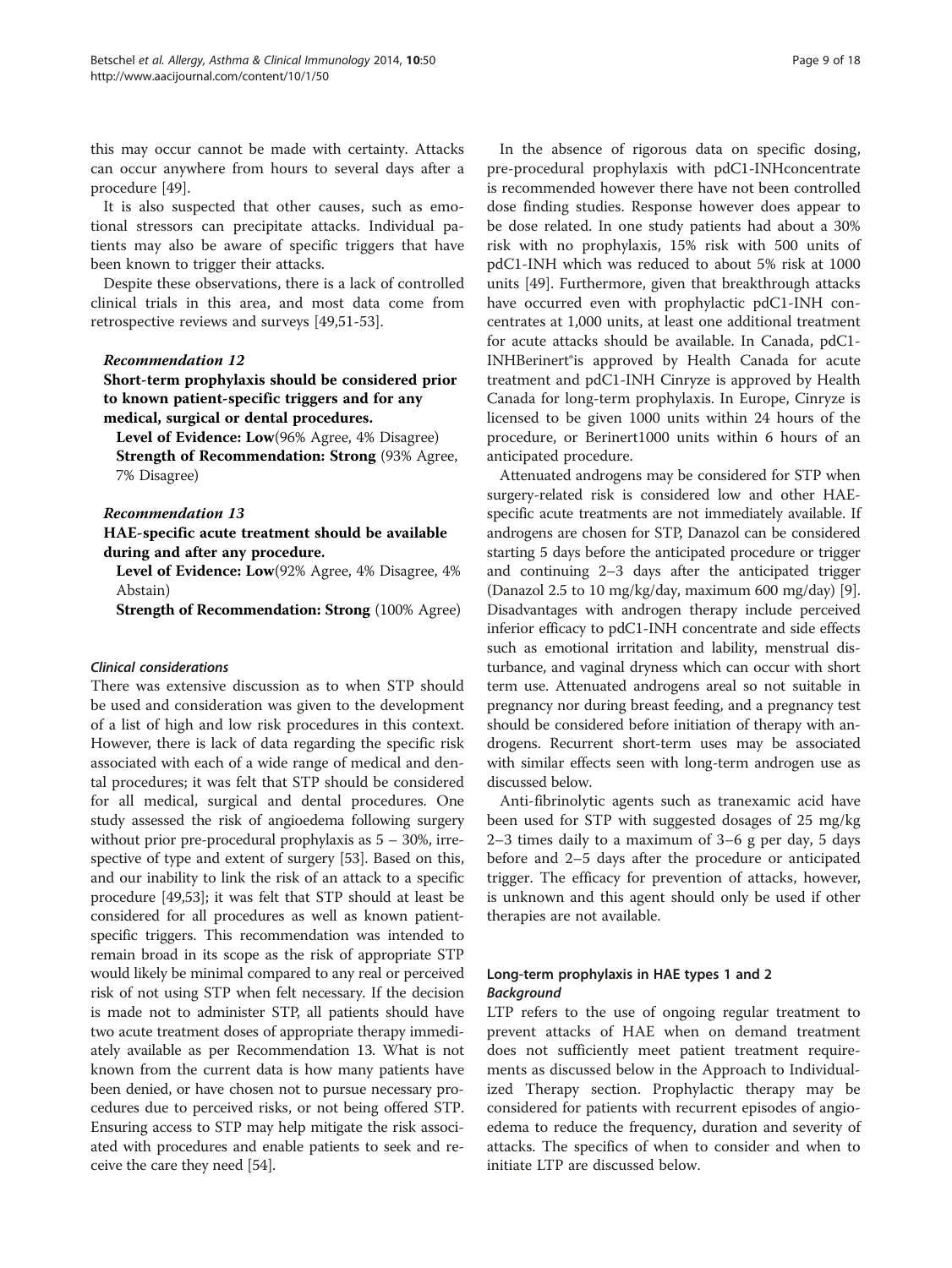this may occur cannot be made with certainty. Attacks can occur anywhere from hours to several days after a procedure [49].

It is also suspected that other causes, such as emotional stressors can precipitate attacks. Individual patients may also be aware of specific triggers that have been known to trigger their attacks.

Despite these observations, there is a lack of controlled clinical trials in this area, and most data come from retrospective reviews and surveys [49,51-53].

#### *Recommendation 12*

**Short-term prophylaxis should be considered prior to known patient-specific triggers and for any medical, surgical or dental procedures.**

**Level of Evidence: Low**(96% Agree, 4% Disagree)
**Strength of Recommendation: Strong** (93% Agree, 7% Disagree)

#### *Recommendation 13*

**HAE-specific acute treatment should be available during and after any procedure.**

**Level of Evidence: Low**(92% Agree, 4% Disagree, 4% Abstain)
**Strength of Recommendation: Strong** (100% Agree)

#### *Clinical considerations*

There was extensive discussion as to when STP should be used and consideration was given to the development of a list of high and low risk procedures in this context. However, there is lack of data regarding the specific risk associated with each of a wide range of medical and dental procedures; it was felt that STP should be considered for all medical, surgical and dental procedures. One study assessed the risk of angioedema following surgery without prior pre-procedural prophylaxis as 5 – 30%, irrespective of type and extent of surgery [53]. Based on this, and our inability to link the risk of an attack to a specific procedure [49,53]; it was felt that STP should at least be considered for all procedures as well as known patient-specific triggers. This recommendation was intended to remain broad in its scope as the risk of appropriate STP would likely be minimal compared to any real or perceived risk of not using STP when felt necessary. If the decision is made not to administer STP, all patients should have two acute treatment doses of appropriate therapy immediately available as per Recommendation 13. What is not known from the current data is how many patients have been denied, or have chosen not to pursue necessary procedures due to perceived risks, or not being offered STP. Ensuring access to STP may help mitigate the risk associated with procedures and enable patients to seek and receive the care they need [54].

In the absence of rigorous data on specific dosing, pre-procedural prophylaxis with pdC1-INHconcentrate is recommended however there have not been controlled dose finding studies. Response however does appear to be dose related. In one study patients had about a 30% risk with no prophylaxis, 15% risk with 500 units of pdC1-INH which was reduced to about 5% risk at 1000 units [49]. Furthermore, given that breakthrough attacks have occurred even with prophylactic pdC1-INH concentrates at 1,000 units, at least one additional treatment for acute attacks should be available. In Canada, pdC1-INHBerinert®is approved by Health Canada for acute treatment and pdC1-INH Cinryze is approved by Health Canada for long-term prophylaxis. In Europe, Cinryze is licensed to be given 1000 units within 24 hours of the procedure, or Berinert1000 units within 6 hours of an anticipated procedure.

Attenuated androgens may be considered for STP when surgery-related risk is considered low and other HAE-specific acute treatments are not immediately available. If androgens are chosen for STP, Danazol can be considered starting 5 days before the anticipated procedure or trigger and continuing 2–3 days after the anticipated trigger (Danazol 2.5 to 10 mg/kg/day, maximum 600 mg/day) [9]. Disadvantages with androgen therapy include perceived inferior efficacy to pdC1-INH concentrate and side effects such as emotional irritation and lability, menstrual disturbance, and vaginal dryness which can occur with short term use. Attenuated androgens areal so not suitable in pregnancy nor during breast feeding, and a pregnancy test should be considered before initiation of therapy with androgens. Recurrent short-term uses may be associated with similar effects seen with long-term androgen use as discussed below.

Anti-fibrinolytic agents such as tranexamic acid have been used for STP with suggested dosages of 25 mg/kg 2–3 times daily to a maximum of 3–6 g per day, 5 days before and 2–5 days after the procedure or anticipated trigger. The efficacy for prevention of attacks, however, is unknown and this agent should only be used if other therapies are not available.

### Long-term prophylaxis in HAE types 1 and 2

#### *Background*

LTP refers to the use of ongoing regular treatment to prevent attacks of HAE when on demand treatment does not sufficiently meet patient treatment requirements as discussed below in the Approach to Individualized Therapy section. Prophylactic therapy may be considered for patients with recurrent episodes of angioedema to reduce the frequency, duration and severity of attacks. The specifics of when to consider and when to initiate LTP are discussed below.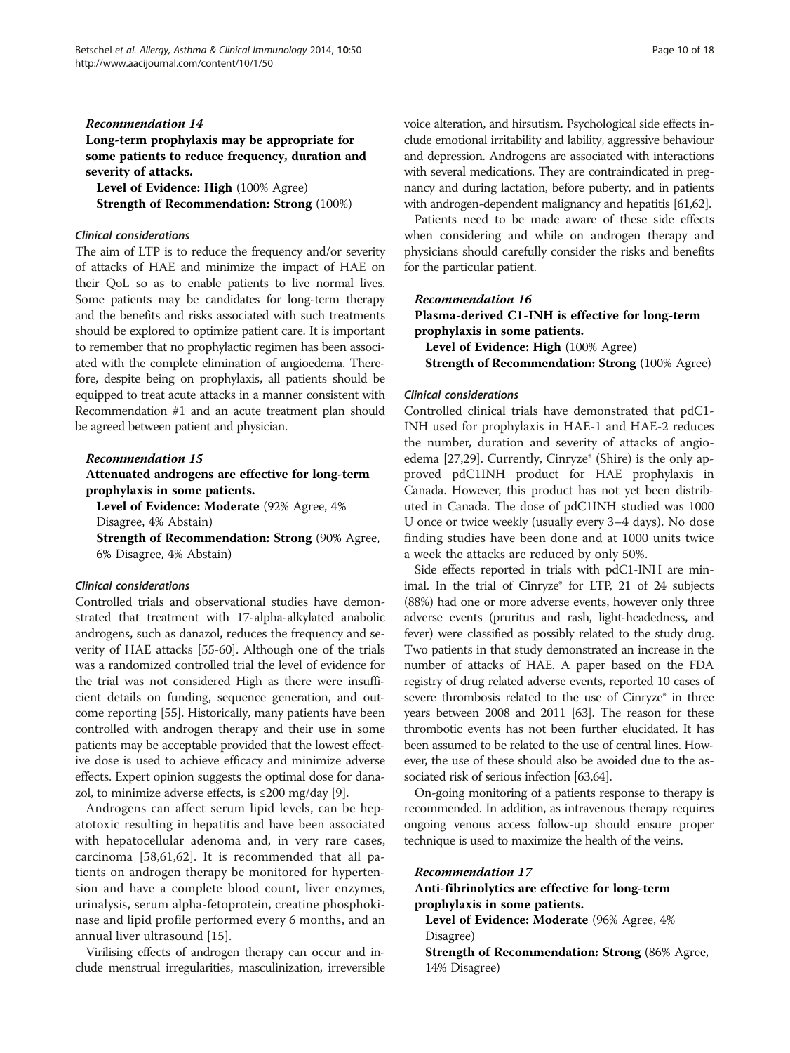### *Recommendation 14*

**Long-term prophylaxis may be appropriate for some patients to reduce frequency, duration and severity of attacks.**

**Level of Evidence: High** (100% Agree)
**Strength of Recommendation: Strong** (100%)

#### *Clinical considerations*

The aim of LTP is to reduce the frequency and/or severity of attacks of HAE and minimize the impact of HAE on their QoL so as to enable patients to live normal lives. Some patients may be candidates for long-term therapy and the benefits and risks associated with such treatments should be explored to optimize patient care. It is important to remember that no prophylactic regimen has been associated with the complete elimination of angioedema. Therefore, despite being on prophylaxis, all patients should be equipped to treat acute attacks in a manner consistent with Recommendation #1 and an acute treatment plan should be agreed between patient and physician.

### *Recommendation 15*

**Attenuated androgens are effective for long-term prophylaxis in some patients.**

**Level of Evidence: Moderate** (92% Agree, 4% Disagree, 4% Abstain)
**Strength of Recommendation: Strong** (90% Agree, 6% Disagree, 4% Abstain)

#### *Clinical considerations*

Controlled trials and observational studies have demonstrated that treatment with 17-alpha-alkylated anabolic androgens, such as danazol, reduces the frequency and severity of HAE attacks [55-60]. Although one of the trials was a randomized controlled trial the level of evidence for the trial was not considered High as there were insufficient details on funding, sequence generation, and outcome reporting [55]. Historically, many patients have been controlled with androgen therapy and their use in some patients may be acceptable provided that the lowest effective dose is used to achieve efficacy and minimize adverse effects. Expert opinion suggests the optimal dose for danazol, to minimize adverse effects, is ≤200 mg/day [9].

Androgens can affect serum lipid levels, can be hepatotoxic resulting in hepatitis and have been associated with hepatocellular adenoma and, in very rare cases, carcinoma [58,61,62]. It is recommended that all patients on androgen therapy be monitored for hypertension and have a complete blood count, liver enzymes, urinalysis, serum alpha-fetoprotein, creatine phosphokinase and lipid profile performed every 6 months, and an annual liver ultrasound [15].

Virilising effects of androgen therapy can occur and include menstrual irregularities, masculinization, irreversible voice alteration, and hirsutism. Psychological side effects include emotional irritability and lability, aggressive behaviour and depression. Androgens are associated with interactions with several medications. They are contraindicated in pregnancy and during lactation, before puberty, and in patients with androgen-dependent malignancy and hepatitis [61,62].

Patients need to be made aware of these side effects when considering and while on androgen therapy and physicians should carefully consider the risks and benefits for the particular patient.

### *Recommendation 16*

**Plasma-derived C1-INH is effective for long-term prophylaxis in some patients.**

**Level of Evidence: High** (100% Agree)
**Strength of Recommendation: Strong** (100% Agree)

#### *Clinical considerations*

Controlled clinical trials have demonstrated that pdC1-INH used for prophylaxis in HAE-1 and HAE-2 reduces the number, duration and severity of attacks of angioedema [27,29]. Currently, Cinryze® (Shire) is the only approved pdC1INH product for HAE prophylaxis in Canada. However, this product has not yet been distributed in Canada. The dose of pdC1INH studied was 1000 U once or twice weekly (usually every 3–4 days). No dose finding studies have been done and at 1000 units twice a week the attacks are reduced by only 50%.

Side effects reported in trials with pdC1-INH are minimal. In the trial of Cinryze® for LTP, 21 of 24 subjects (88%) had one or more adverse events, however only three adverse events (pruritus and rash, light-headedness, and fever) were classified as possibly related to the study drug. Two patients in that study demonstrated an increase in the number of attacks of HAE. A paper based on the FDA registry of drug related adverse events, reported 10 cases of severe thrombosis related to the use of Cinryze® in three years between 2008 and 2011 [63]. The reason for these thrombotic events has not been further elucidated. It has been assumed to be related to the use of central lines. However, the use of these should also be avoided due to the associated risk of serious infection [63,64].

On-going monitoring of a patients response to therapy is recommended. In addition, as intravenous therapy requires ongoing venous access follow-up should ensure proper technique is used to maximize the health of the veins.

### *Recommendation 17*

**Anti-fibrinolytics are effective for long-term prophylaxis in some patients.**

**Level of Evidence: Moderate** (96% Agree, 4% Disagree)
**Strength of Recommendation: Strong** (86% Agree, 14% Disagree)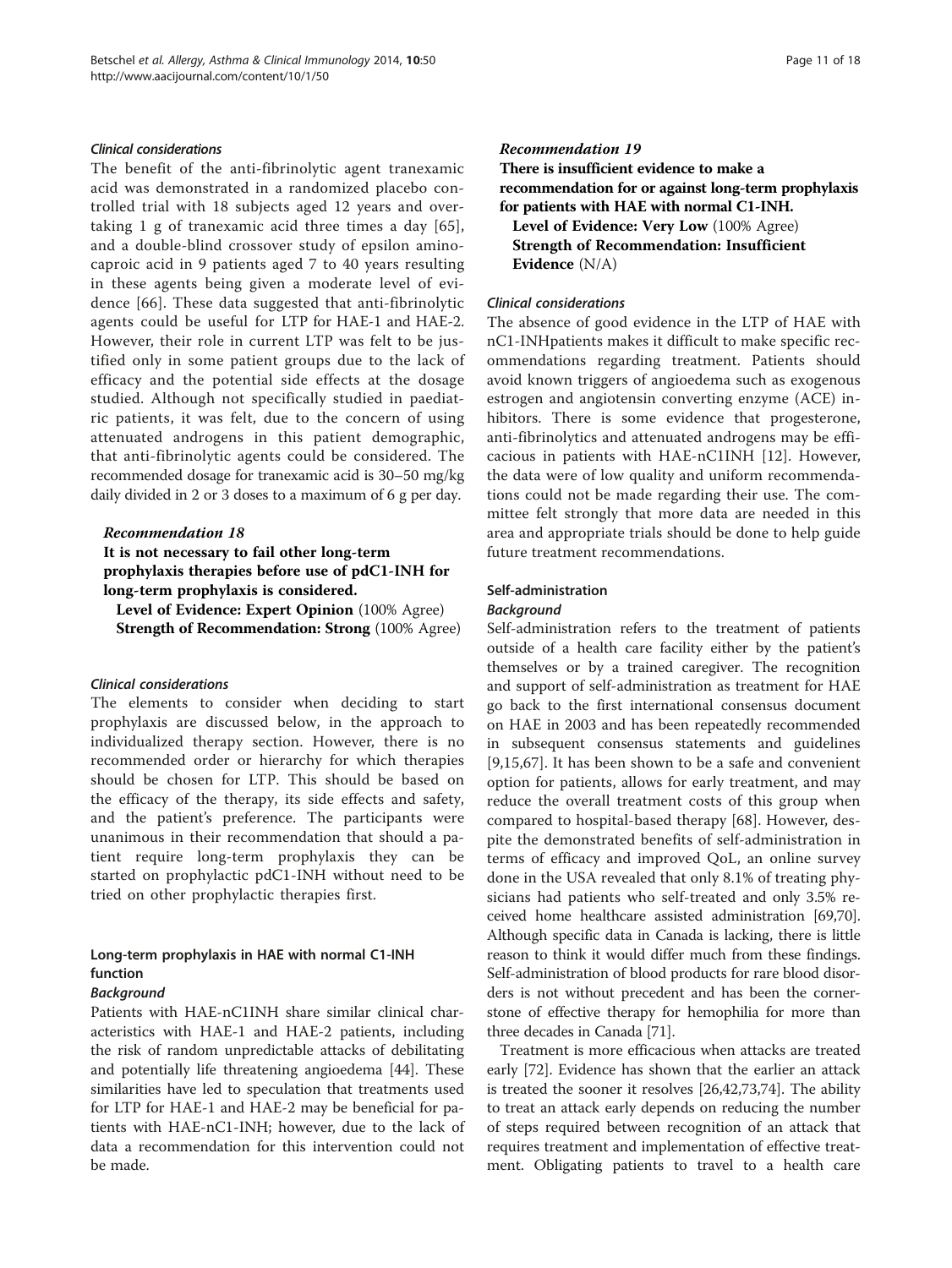#### *Clinical considerations*

The benefit of the anti-fibrinolytic agent tranexamic acid was demonstrated in a randomized placebo controlled trial with 18 subjects aged 12 years and overtaking 1 g of tranexamic acid three times a day [65], and a double-blind crossover study of epsilon aminocaproic acid in 9 patients aged 7 to 40 years resulting in these agents being given a moderate level of evidence [66]. These data suggested that anti-fibrinolytic agents could be useful for LTP for HAE-1 and HAE-2. However, their role in current LTP was felt to be justified only in some patient groups due to the lack of efficacy and the potential side effects at the dosage studied. Although not specifically studied in paediatric patients, it was felt, due to the concern of using attenuated androgens in this patient demographic, that anti-fibrinolytic agents could be considered. The recommended dosage for tranexamic acid is 30–50 mg/kg daily divided in 2 or 3 doses to a maximum of 6 g per day.

#### *Recommendation 18*

**It is not necessary to fail other long-term prophylaxis therapies before use of pdC1-INH for long-term prophylaxis is considered.**

**Level of Evidence: Expert Opinion** (100% Agree)
**Strength of Recommendation: Strong** (100% Agree)

#### *Clinical considerations*

The elements to consider when deciding to start prophylaxis are discussed below, in the approach to individualized therapy section. However, there is no recommended order or hierarchy for which therapies should be chosen for LTP. This should be based on the efficacy of the therapy, its side effects and safety, and the patient's preference. The participants were unanimous in their recommendation that should a patient require long-term prophylaxis they can be started on prophylactic pdC1-INH without need to be tried on other prophylactic therapies first.

### Long-term prophylaxis in HAE with normal C1-INH function

#### *Background*

Patients with HAE-nC1INH share similar clinical characteristics with HAE-1 and HAE-2 patients, including the risk of random unpredictable attacks of debilitating and potentially life threatening angioedema [44]. These similarities have led to speculation that treatments used for LTP for HAE-1 and HAE-2 may be beneficial for patients with HAE-nC1-INH; however, due to the lack of data a recommendation for this intervention could not be made.

#### *Recommendation 19*

**There is insufficient evidence to make a recommendation for or against long-term prophylaxis for patients with HAE with normal C1-INH.**

**Level of Evidence: Very Low** (100% Agree)
**Strength of Recommendation: Insufficient Evidence** (N/A)

#### *Clinical considerations*

The absence of good evidence in the LTP of HAE with nC1-INHpatients makes it difficult to make specific recommendations regarding treatment. Patients should avoid known triggers of angioedema such as exogenous estrogen and angiotensin converting enzyme (ACE) inhibitors. There is some evidence that progesterone, anti-fibrinolytics and attenuated androgens may be efficacious in patients with HAE-nC1INH [12]. However, the data were of low quality and uniform recommendations could not be made regarding their use. The committee felt strongly that more data are needed in this area and appropriate trials should be done to help guide future treatment recommendations.

### Self-administration

#### *Background*

Self-administration refers to the treatment of patients outside of a health care facility either by the patient's themselves or by a trained caregiver. The recognition and support of self-administration as treatment for HAE go back to the first international consensus document on HAE in 2003 and has been repeatedly recommended in subsequent consensus statements and guidelines [9,15,67]. It has been shown to be a safe and convenient option for patients, allows for early treatment, and may reduce the overall treatment costs of this group when compared to hospital-based therapy [68]. However, despite the demonstrated benefits of self-administration in terms of efficacy and improved QoL, an online survey done in the USA revealed that only 8.1% of treating physicians had patients who self-treated and only 3.5% received home healthcare assisted administration [69,70]. Although specific data in Canada is lacking, there is little reason to think it would differ much from these findings. Self-administration of blood products for rare blood disorders is not without precedent and has been the cornerstone of effective therapy for hemophilia for more than three decades in Canada [71].

Treatment is more efficacious when attacks are treated early [72]. Evidence has shown that the earlier an attack is treated the sooner it resolves [26,42,73,74]. The ability to treat an attack early depends on reducing the number of steps required between recognition of an attack that requires treatment and implementation of effective treatment. Obligating patients to travel to a health care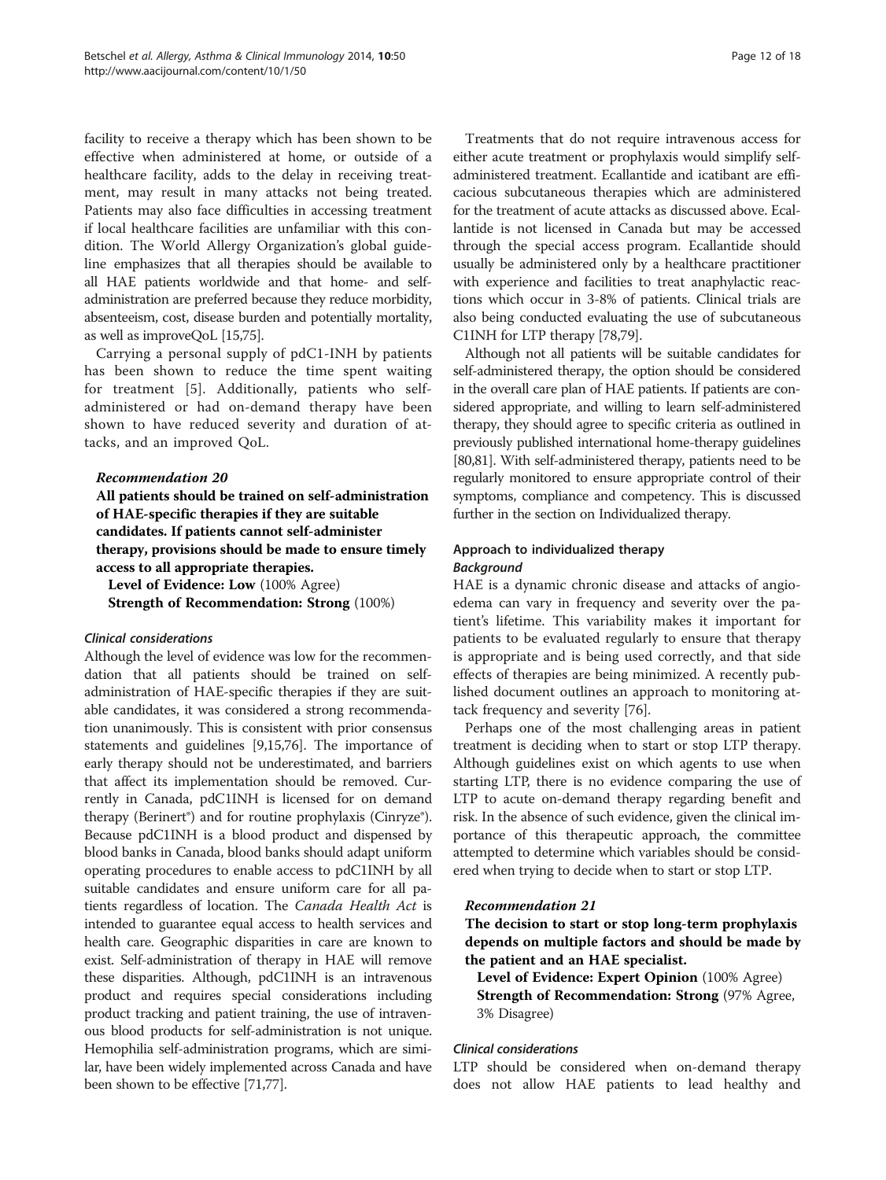facility to receive a therapy which has been shown to be effective when administered at home, or outside of a healthcare facility, adds to the delay in receiving treatment, may result in many attacks not being treated. Patients may also face difficulties in accessing treatment if local healthcare facilities are unfamiliar with this condition. The World Allergy Organization's global guideline emphasizes that all therapies should be available to all HAE patients worldwide and that home- and self-administration are preferred because they reduce morbidity, absenteeism, cost, disease burden and potentially mortality, as well as improveQoL [15,75].

Carrying a personal supply of pdC1-INH by patients has been shown to reduce the time spent waiting for treatment [5]. Additionally, patients who self-administered or had on-demand therapy have been shown to have reduced severity and duration of attacks, and an improved QoL.

#### *Recommendation 20*

**All patients should be trained on self-administration of HAE-specific therapies if they are suitable candidates. If patients cannot self-administer therapy, provisions should be made to ensure timely access to all appropriate therapies.**

**Level of Evidence: Low** (100% Agree)

**Strength of Recommendation: Strong** (100%)

#### *Clinical considerations*

Although the level of evidence was low for the recommendation that all patients should be trained on self-administration of HAE-specific therapies if they are suitable candidates, it was considered a strong recommendation unanimously. This is consistent with prior consensus statements and guidelines [9,15,76]. The importance of early therapy should not be underestimated, and barriers that affect its implementation should be removed. Currently in Canada, pdC1INH is licensed for on demand therapy (Berinert®) and for routine prophylaxis (Cinryze®). Because pdC1INH is a blood product and dispensed by blood banks in Canada, blood banks should adapt uniform operating procedures to enable access to pdC1INH by all suitable candidates and ensure uniform care for all patients regardless of location. The *Canada Health Act* is intended to guarantee equal access to health services and health care. Geographic disparities in care are known to exist. Self-administration of therapy in HAE will remove these disparities. Although, pdC1INH is an intravenous product and requires special considerations including product tracking and patient training, the use of intravenous blood products for self-administration is not unique. Hemophilia self-administration programs, which are similar, have been widely implemented across Canada and have been shown to be effective [71,77].

Treatments that do not require intravenous access for either acute treatment or prophylaxis would simplify self-administered treatment. Ecallantide and icatibant are efficacious subcutaneous therapies which are administered for the treatment of acute attacks as discussed above. Ecallantide is not licensed in Canada but may be accessed through the special access program. Ecallantide should usually be administered only by a healthcare practitioner with experience and facilities to treat anaphylactic reactions which occur in 3-8% of patients. Clinical trials are also being conducted evaluating the use of subcutaneous C1INH for LTP therapy [78,79].

Although not all patients will be suitable candidates for self-administered therapy, the option should be considered in the overall care plan of HAE patients. If patients are considered appropriate, and willing to learn self-administered therapy, they should agree to specific criteria as outlined in previously published international home-therapy guidelines [80,81]. With self-administered therapy, patients need to be regularly monitored to ensure appropriate control of their symptoms, compliance and competency. This is discussed further in the section on Individualized therapy.

### Approach to individualized therapy

#### *Background*

HAE is a dynamic chronic disease and attacks of angioedema can vary in frequency and severity over the patient's lifetime. This variability makes it important for patients to be evaluated regularly to ensure that therapy is appropriate and is being used correctly, and that side effects of therapies are being minimized. A recently published document outlines an approach to monitoring attack frequency and severity [76].

Perhaps one of the most challenging areas in patient treatment is deciding when to start or stop LTP therapy. Although guidelines exist on which agents to use when starting LTP, there is no evidence comparing the use of LTP to acute on-demand therapy regarding benefit and risk. In the absence of such evidence, given the clinical importance of this therapeutic approach, the committee attempted to determine which variables should be considered when trying to decide when to start or stop LTP.

#### *Recommendation 21*

**The decision to start or stop long-term prophylaxis depends on multiple factors and should be made by the patient and an HAE specialist.**

**Level of Evidence: Expert Opinion** (100% Agree)

**Strength of Recommendation: Strong** (97% Agree, 3% Disagree)

#### *Clinical considerations*

LTP should be considered when on-demand therapy does not allow HAE patients to lead healthy and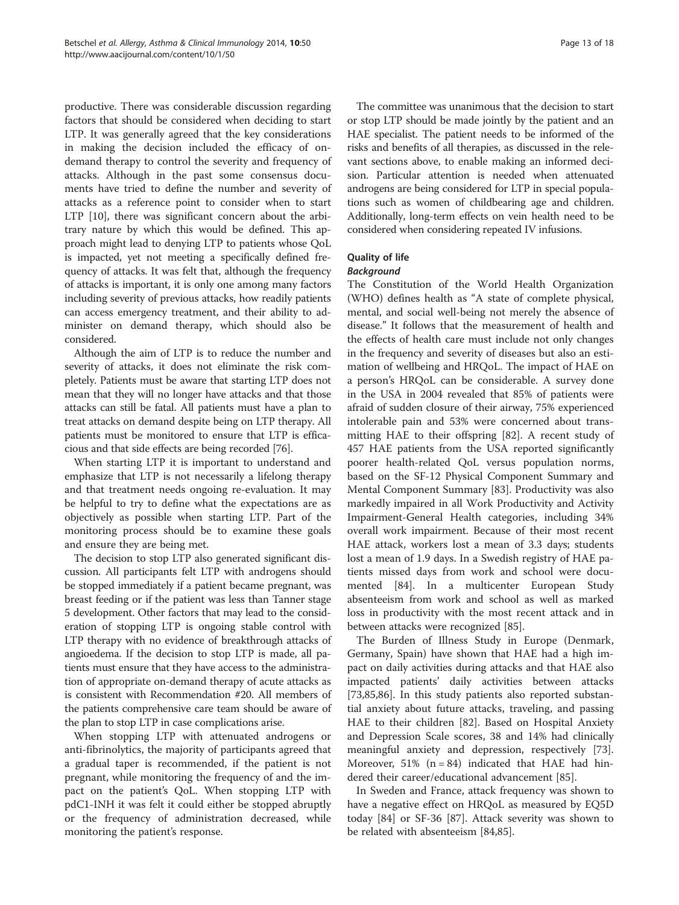productive. There was considerable discussion regarding factors that should be considered when deciding to start LTP. It was generally agreed that the key considerations in making the decision included the efficacy of on-demand therapy to control the severity and frequency of attacks. Although in the past some consensus documents have tried to define the number and severity of attacks as a reference point to consider when to start LTP [10], there was significant concern about the arbitrary nature by which this would be defined. This approach might lead to denying LTP to patients whose QoL is impacted, yet not meeting a specifically defined frequency of attacks. It was felt that, although the frequency of attacks is important, it is only one among many factors including severity of previous attacks, how readily patients can access emergency treatment, and their ability to administer on demand therapy, which should also be considered.

Although the aim of LTP is to reduce the number and severity of attacks, it does not eliminate the risk completely. Patients must be aware that starting LTP does not mean that they will no longer have attacks and that those attacks can still be fatal. All patients must have a plan to treat attacks on demand despite being on LTP therapy. All patients must be monitored to ensure that LTP is efficacious and that side effects are being recorded [76].

When starting LTP it is important to understand and emphasize that LTP is not necessarily a lifelong therapy and that treatment needs ongoing re-evaluation. It may be helpful to try to define what the expectations are as objectively as possible when starting LTP. Part of the monitoring process should be to examine these goals and ensure they are being met.

The decision to stop LTP also generated significant discussion. All participants felt LTP with androgens should be stopped immediately if a patient became pregnant, was breast feeding or if the patient was less than Tanner stage 5 development. Other factors that may lead to the consideration of stopping LTP is ongoing stable control with LTP therapy with no evidence of breakthrough attacks of angioedema. If the decision to stop LTP is made, all patients must ensure that they have access to the administration of appropriate on-demand therapy of acute attacks as is consistent with Recommendation #20. All members of the patients comprehensive care team should be aware of the plan to stop LTP in case complications arise.

When stopping LTP with attenuated androgens or anti-fibrinolytics, the majority of participants agreed that a gradual taper is recommended, if the patient is not pregnant, while monitoring the frequency of and the impact on the patient's QoL. When stopping LTP with pdC1-INH it was felt it could either be stopped abruptly or the frequency of administration decreased, while monitoring the patient's response.

The committee was unanimous that the decision to start or stop LTP should be made jointly by the patient and an HAE specialist. The patient needs to be informed of the risks and benefits of all therapies, as discussed in the relevant sections above, to enable making an informed decision. Particular attention is needed when attenuated androgens are being considered for LTP in special populations such as women of childbearing age and children. Additionally, long-term effects on vein health need to be considered when considering repeated IV infusions.

## Quality of life

### *Background*

The Constitution of the World Health Organization (WHO) defines health as "A state of complete physical, mental, and social well-being not merely the absence of disease." It follows that the measurement of health and the effects of health care must include not only changes in the frequency and severity of diseases but also an estimation of wellbeing and HRQoL. The impact of HAE on a person's HRQoL can be considerable. A survey done in the USA in 2004 revealed that 85% of patients were afraid of sudden closure of their airway, 75% experienced intolerable pain and 53% were concerned about transmitting HAE to their offspring [82]. A recent study of 457 HAE patients from the USA reported significantly poorer health-related QoL versus population norms, based on the SF-12 Physical Component Summary and Mental Component Summary [83]. Productivity was also markedly impaired in all Work Productivity and Activity Impairment-General Health categories, including 34% overall work impairment. Because of their most recent HAE attack, workers lost a mean of 3.3 days; students lost a mean of 1.9 days. In a Swedish registry of HAE patients missed days from work and school were documented [84]. In a multicenter European Study absenteeism from work and school as well as marked loss in productivity with the most recent attack and in between attacks were recognized [85].

The Burden of Illness Study in Europe (Denmark, Germany, Spain) have shown that HAE had a high impact on daily activities during attacks and that HAE also impacted patients' daily activities between attacks [73,85,86]. In this study patients also reported substantial anxiety about future attacks, traveling, and passing HAE to their children [82]. Based on Hospital Anxiety and Depression Scale scores, 38 and 14% had clinically meaningful anxiety and depression, respectively [73]. Moreover, 51% (n = 84) indicated that HAE had hindered their career/educational advancement [85].

In Sweden and France, attack frequency was shown to have a negative effect on HRQoL as measured by EQ5D today [84] or SF-36 [87]. Attack severity was shown to be related with absenteeism [84,85].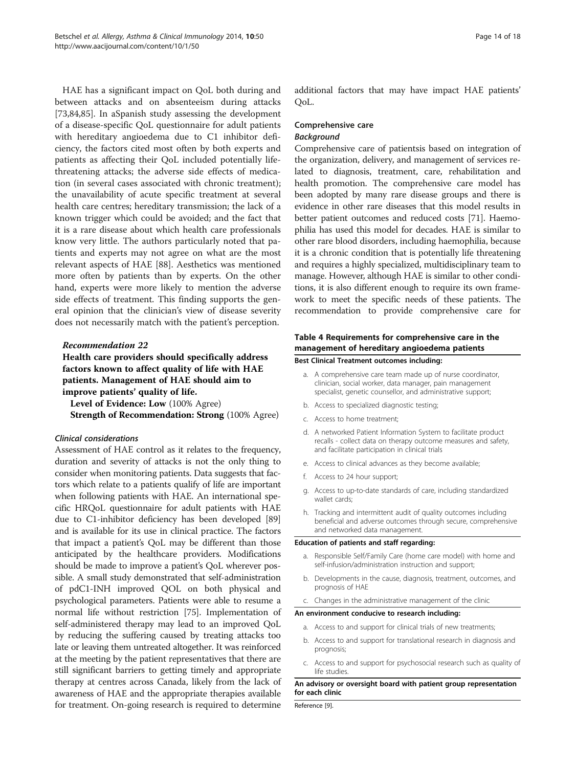HAE has a significant impact on QoL both during and between attacks and on absenteeism during attacks [73,84,85]. In aSpanish study assessing the development of a disease-specific QoL questionnaire for adult patients with hereditary angioedema due to C1 inhibitor deficiency, the factors cited most often by both experts and patients as affecting their QoL included potentially life-threatening attacks; the adverse side effects of medication (in several cases associated with chronic treatment); the unavailability of acute specific treatment at several health care centres; hereditary transmission; the lack of a known trigger which could be avoided; and the fact that it is a rare disease about which health care professionals know very little. The authors particularly noted that patients and experts may not agree on what are the most relevant aspects of HAE [88]. Aesthetics was mentioned more often by patients than by experts. On the other hand, experts were more likely to mention the adverse side effects of treatment. This finding supports the general opinion that the clinician's view of disease severity does not necessarily match with the patient's perception.

### *Recommendation 22*

**Health care providers should specifically address factors known to affect quality of life with HAE patients. Management of HAE should aim to improve patients' quality of life.**

**Level of Evidence: Low** (100% Agree)
**Strength of Recommendation: Strong** (100% Agree)

#### *Clinical considerations*

Assessment of HAE control as it relates to the frequency, duration and severity of attacks is not the only thing to consider when monitoring patients. Data suggests that factors which relate to a patients qualify of life are important when following patients with HAE. An international specific HRQoL questionnaire for adult patients with HAE due to C1-inhibitor deficiency has been developed [89] and is available for its use in clinical practice. The factors that impact a patient's QoL may be different than those anticipated by the healthcare providers. Modifications should be made to improve a patient's QoL wherever possible. A small study demonstrated that self-administration of pdC1-INH improved QOL on both physical and psychological parameters. Patients were able to resume a normal life without restriction [75]. Implementation of self-administered therapy may lead to an improved QoL by reducing the suffering caused by treating attacks too late or leaving them untreated altogether. It was reinforced at the meeting by the patient representatives that there are still significant barriers to getting timely and appropriate therapy at centres across Canada, likely from the lack of awareness of HAE and the appropriate therapies available for treatment. On-going research is required to determine additional factors that may have impact HAE patients' QoL.

### Comprehensive care

#### *Background*

Comprehensive care of patientsis based on integration of the organization, delivery, and management of services related to diagnosis, treatment, care, rehabilitation and health promotion. The comprehensive care model has been adopted by many rare disease groups and there is evidence in other rare diseases that this model results in better patient outcomes and reduced costs [71]. Haemophilia has used this model for decades. HAE is similar to other rare blood disorders, including haemophilia, because it is a chronic condition that is potentially life threatening and requires a highly specialized, multidisciplinary team to manage. However, although HAE is similar to other conditions, it is also different enough to require its own framework to meet the specific needs of these patients. The recommendation to provide comprehensive care for

**Table 4 Requirements for comprehensive care in the management of hereditary angioedema patients**

| |
|---|
| **Best Clinical Treatment outcomes including:** |
| a. A comprehensive care team made up of nurse coordinator, clinician, social worker, data manager, pain management specialist, genetic counsellor, and administrative support; |
| b. Access to specialized diagnostic testing; |
| c. Access to home treatment; |
| d. A networked Patient Information System to facilitate product recalls - collect data on therapy outcome measures and safety, and facilitate participation in clinical trials |
| e. Access to clinical advances as they become available; |
| f. Access to 24 hour support; |
| g. Access to up-to-date standards of care, including standardized wallet cards; |
| h. Tracking and intermittent audit of quality outcomes including beneficial and adverse outcomes through secure, comprehensive and networked data management. |
| **Education of patients and staff regarding:** |
| a. Responsible Self/Family Care (home care model) with home and self-infusion/administration instruction and support; |
| b. Developments in the cause, diagnosis, treatment, outcomes, and prognosis of HAE |
| c. Changes in the administrative management of the clinic |
| **An environment conducive to research including:** |
| a. Access to and support for clinical trials of new treatments; |
| b. Access to and support for translational research in diagnosis and prognosis; |
| c. Access to and support for psychosocial research such as quality of life studies. |
| **An advisory or oversight board with patient group representation for each clinic** |

Reference [9].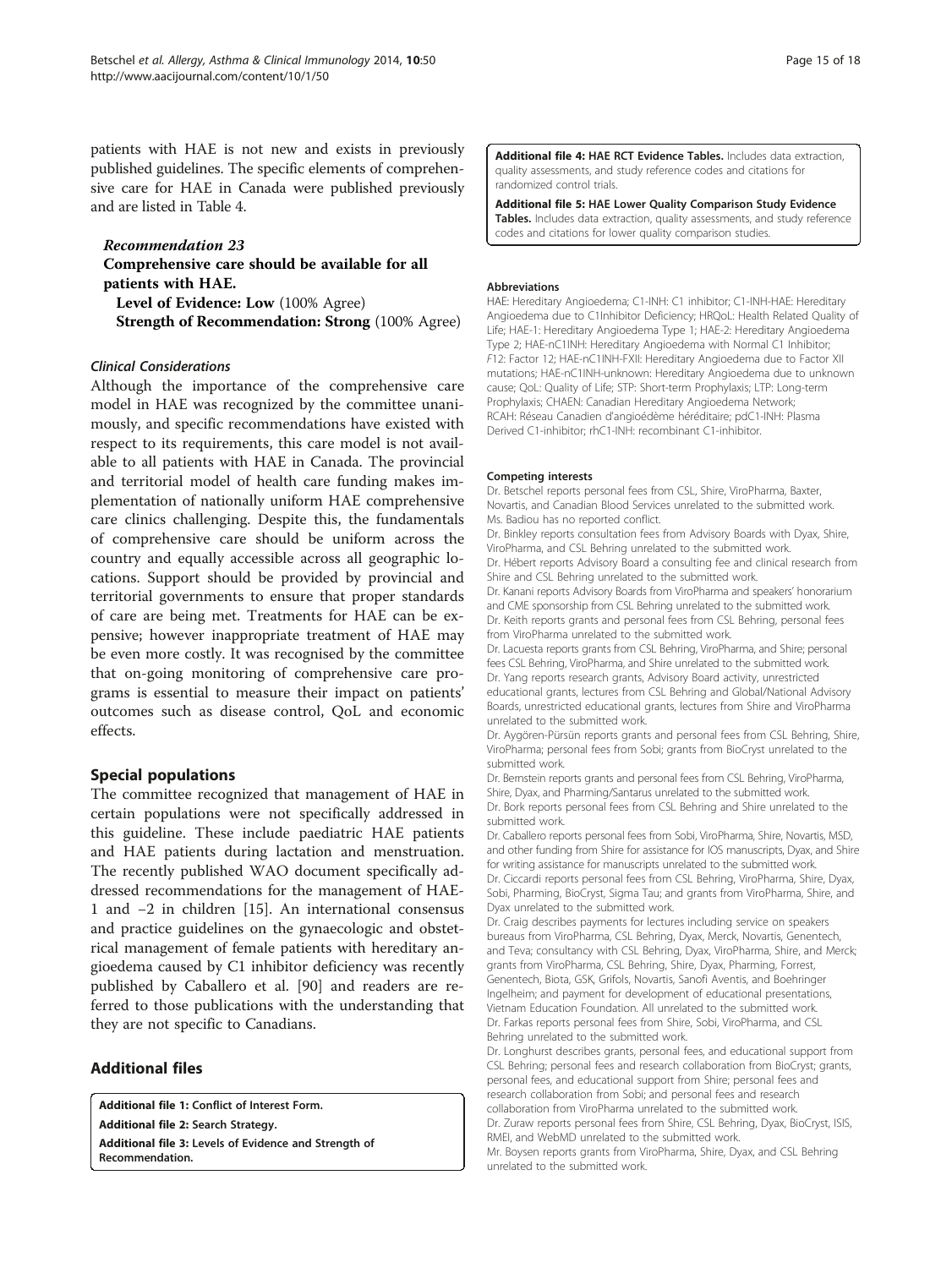patients with HAE is not new and exists in previously published guidelines. The specific elements of comprehensive care for HAE in Canada were published previously and are listed in Table 4.

### *Recommendation 23*

**Comprehensive care should be available for all patients with HAE.**

**Level of Evidence: Low** (100% Agree)

**Strength of Recommendation: Strong** (100% Agree)

#### *Clinical Considerations*

Although the importance of the comprehensive care model in HAE was recognized by the committee unanimously, and specific recommendations have existed with respect to its requirements, this care model is not available to all patients with HAE in Canada. The provincial and territorial model of health care funding makes implementation of nationally uniform HAE comprehensive care clinics challenging. Despite this, the fundamentals of comprehensive care should be uniform across the country and equally accessible across all geographic locations. Support should be provided by provincial and territorial governments to ensure that proper standards of care are being met. Treatments for HAE can be expensive; however inappropriate treatment of HAE may be even more costly. It was recognised by the committee that on-going monitoring of comprehensive care programs is essential to measure their impact on patients' outcomes such as disease control, QoL and economic effects.

## Special populations

The committee recognized that management of HAE in certain populations were not specifically addressed in this guideline. These include paediatric HAE patients and HAE patients during lactation and menstruation. The recently published WAO document specifically addressed recommendations for the management of HAE-1 and −2 in children [15]. An international consensus and practice guidelines on the gynaecologic and obstetrical management of female patients with hereditary angioedema caused by C1 inhibitor deficiency was recently published by Caballero et al. [90] and readers are referred to those publications with the understanding that they are not specific to Canadians.

## Additional files

**Additional file 1: Conflict of Interest Form.**

**Additional file 2: Search Strategy.**

**Additional file 3: Levels of Evidence and Strength of Recommendation.**

**Additional file 4: HAE RCT Evidence Tables.** Includes data extraction, quality assessments, and study reference codes and citations for randomized control trials.

**Additional file 5: HAE Lower Quality Comparison Study Evidence Tables.** Includes data extraction, quality assessments, and study reference codes and citations for lower quality comparison studies.

#### Abbreviations

HAE: Hereditary Angioedema; C1-INH: C1 inhibitor; C1-INH-HAE: Hereditary Angioedema due to C1Inhibitor Deficiency; HRQoL: Health Related Quality of Life; HAE-1: Hereditary Angioedema Type 1; HAE-2: Hereditary Angioedema Type 2; HAE-nC1INH: Hereditary Angioedema with Normal C1 Inhibitor; *F*12: Factor 12; HAE-nC1INH-FXII: Hereditary Angioedema due to Factor XII mutations; HAE-nC1INH-unknown: Hereditary Angioedema due to unknown cause; QoL: Quality of Life; STP: Short-term Prophylaxis; LTP: Long-term Prophylaxis; CHAEN: Canadian Hereditary Angioedema Network; RCAH: Réseau Canadien d'angioédème héréditaire; pdC1-INH: Plasma Derived C1-inhibitor; rhC1-INH: recombinant C1-inhibitor.

#### Competing interests

Dr. Betschel reports personal fees from CSL, Shire, ViroPharma, Baxter, Novartis, and Canadian Blood Services unrelated to the submitted work.
Ms. Badiou has no reported conflict.
Dr. Binkley reports consultation fees from Advisory Boards with Dyax, Shire, ViroPharma, and CSL Behring unrelated to the submitted work.
Dr. Hébert reports Advisory Board a consulting fee and clinical research from Shire and CSL Behring unrelated to the submitted work.
Dr. Kanani reports Advisory Boards from ViroPharma and speakers' honorarium and CME sponsorship from CSL Behring unrelated to the submitted work.
Dr. Keith reports grants and personal fees from CSL Behring, personal fees from ViroPharma unrelated to the submitted work.
Dr. Lacuesta reports grants from CSL Behring, ViroPharma, and Shire; personal fees CSL Behring, ViroPharma, and Shire unrelated to the submitted work.
Dr. Yang reports research grants, Advisory Board activity, unrestricted educational grants, lectures from CSL Behring and Global/National Advisory Boards, unrestricted educational grants, lectures from Shire and ViroPharma unrelated to the submitted work.
Dr. Aygören-Pürsün reports grants and personal fees from CSL Behring, Shire, ViroPharma; personal fees from Sobi; grants from BioCryst unrelated to the submitted work.
Dr. Bernstein reports grants and personal fees from CSL Behring, ViroPharma, Shire, Dyax, and Pharming/Santarus unrelated to the submitted work.
Dr. Bork reports personal fees from CSL Behring and Shire unrelated to the submitted work.
Dr. Caballero reports personal fees from Sobi, ViroPharma, Shire, Novartis, MSD, and other funding from Shire for assistance for IOS manuscripts, Dyax, and Shire for writing assistance for manuscripts unrelated to the submitted work.
Dr. Ciccardi reports personal fees from CSL Behring, ViroPharma, Shire, Dyax, Sobi, Pharming, BioCryst, Sigma Tau; and grants from ViroPharma, Shire, and Dyax unrelated to the submitted work.
Dr. Craig describes payments for lectures including service on speakers bureaus from ViroPharma, CSL Behring, Dyax, Merck, Novartis, Genentech, and Teva; consultancy with CSL Behring, Dyax, ViroPharma, Shire, and Merck; grants from ViroPharma, CSL Behring, Shire, Dyax, Pharming, Forrest, Genentech, Biota, GSK, Grifols, Novartis, Sanofi Aventis, and Boehringer Ingelheim; and payment for development of educational presentations, Vietnam Education Foundation. All unrelated to the submitted work.
Dr. Farkas reports personal fees from Shire, Sobi, ViroPharma, and CSL Behring unrelated to the submitted work.
Dr. Longhurst describes grants, personal fees, and educational support from CSL Behring; personal fees and research collaboration from BioCryst; grants, personal fees, and educational support from Shire; personal fees and research collaboration from Sobi; and personal fees and research collaboration from ViroPharma unrelated to the submitted work.
Dr. Zuraw reports personal fees from Shire, CSL Behring, Dyax, BioCryst, ISIS, RMEI, and WebMD unrelated to the submitted work.
Mr. Boysen reports grants from ViroPharma, Shire, Dyax, and CSL Behring unrelated to the submitted work.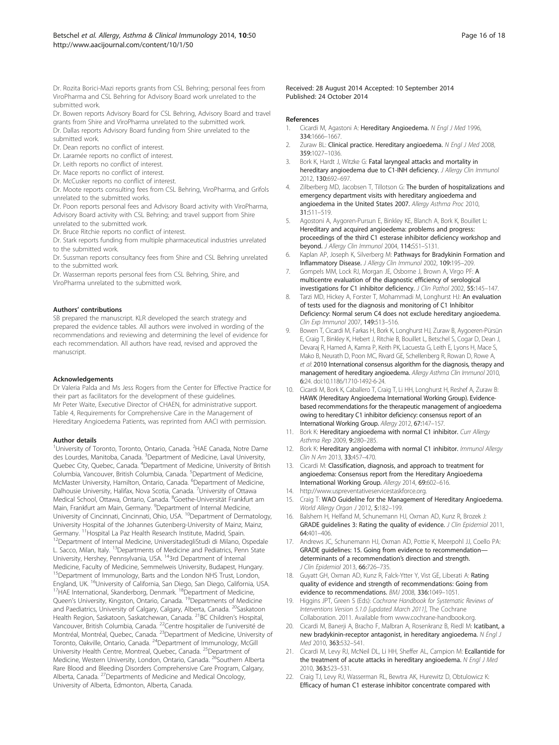Dr. Rozita Borici-Mazi reports grants from CSL Behring; personal fees from ViroPharma and CSL Behring for Advisory Board work unrelated to the submitted work.

Dr. Bowen reports Advisory Board for CSL Behring, Advisory Board and travel grants from Shire and ViroPharma unrelated to the submitted work.

Dr. Dallas reports Advisory Board funding from Shire unrelated to the submitted work.

Dr. Dean reports no conflict of interest.

Dr. Laramée reports no conflict of interest.

Dr. Leith reports no conflict of interest.

Dr. Mace reports no conflict of interest.

Dr. McCusker reports no conflict of interest.

Dr. Moote reports consulting fees from CSL Behring, ViroPharma, and Grifols unrelated to the submitted works.

Dr. Poon reports personal fees and Advisory Board activity with ViroPharma, Advisory Board activity with CSL Behring; and travel support from Shire unrelated to the submitted work.

Dr. Bruce Ritchie reports no conflict of interest.

Dr. Stark reports funding from multiple pharmaceutical industries unrelated to the submitted work.

Dr. Sussman reports consultancy fees from Shire and CSL Behring unrelated to the submitted work.

Dr. Wasserman reports personal fees from CSL Behring, Shire, and ViroPharma unrelated to the submitted work.

#### Authors' contributions

SB prepared the manuscript. KLR developed the search strategy and prepared the evidence tables. All authors were involved in wording of the recommendations and reviewing and determining the level of evidence for each recommendation. All authors have read, revised and approved the manuscript.

#### Acknowledgements

Dr Valeria Palda and Ms Jess Rogers from the Center for Effective Practice for their part as facilitators for the development of these guidelines. Mr Peter Waite, Executive Director of CHAEN, for administrative support. Table 4, Requirements for Comprehensive Care in the Management of Hereditary Angioedema Patients, was reprinted from AACI with permission.

#### Author details

[1]University of Toronto, Toronto, Ontario, Canada. [2]HAE Canada, Notre Dame des Lourdes, Manitoba, Canada. [3]Department of Medicine, Laval University, Quebec City, Quebec, Canada. [4]Department of Medicine, University of British Columbia, Vancouver, British Columbia, Canada. [5]Department of Medicine, McMaster University, Hamilton, Ontario, Canada. [6]Department of Medicine, Dalhousie University, Halifax, Nova Scotia, Canada. [7]University of Ottawa Medical School, Ottawa, Ontario, Canada. [8]Goethe-Universität Frankfurt am Main, Frankfurt am Main, Germany. [9]Department of Internal Medicine, University of Cincinnati, Cincinnati, Ohio, USA. [10]Department of Dermatology, University Hospital of the Johannes Gutenberg-University of Mainz, Mainz, Germany. [11]Hospital La Paz Health Research Institute, Madrid, Spain. [12]Department of Internal Medicine, UniversitadegliStudi di Milano, Ospedale L. Sacco, Milan, Italy. [13]Departments of Medicine and Pediatrics, Penn State University, Hershey, Pennsylvania, USA. [14]3rd Department of Internal Medicine, Faculty of Medicine, Semmelweis University, Budapest, Hungary. [15]Department of Immunology, Barts and the London NHS Trust, London, England, UK. [16]University of California, San Diego, San Diego, California, USA. [17]HAE International, Skanderborg, Denmark. [18]Department of Medicine, Queen's University, Kingston, Ontario, Canada. [19]Departments of Medicine and Paediatrics, University of Calgary, Calgary, Alberta, Canada. [20]Saskatoon Health Region, Saskatoon, Saskatchewan, Canada. [21]BC Children's Hospital, Vancouver, British Columbia, Canada. [22]Centre hospitalier de l'université de Montréal, Montréal, Quebec, Canada. [23]Department of Medicine, University of Toronto, Oakville, Ontario, Canada. [24]Department of Immunology, McGill University Health Centre, Montreal, Quebec, Canada. [25]Department of Medicine, Western University, London, Ontario, Canada. [26]Southern Alberta Rare Blood and Bleeding Disorders Comprehensive Care Program, Calgary, Alberta, Canada. [27]Departments of Medicine and Medical Oncology, University of Alberta, Edmonton, Alberta, Canada.

Received: 28 August 2014 Accepted: 10 September 2014
Published: 24 October 2014

#### References

1. Cicardi M, Agastoni A: **Hereditary Angioedema.** *N Engl J Med* 1996, **334:**1666–1667.
2. Zuraw BL: **Clinical practice. Hereditary angioedema.** *N Engl J Med* 2008, **359:**1027–1036.
3. Bork K, Hardt J, Witzke G: **Fatal laryngeal attacks and mortality in hereditary angioedema due to C1-INH deficiency.** *J Allergy Clin Immunol* 2012, **130:**692–697.
4. Zilberberg MD, Jacobsen T, Tillotson G: **The burden of hospitalizations and emergency department visits with hereditary angioedema and angioedema in the United States 2007.** *Allergy Asthma Proc* 2010, **31:**511–519.
5. Agostoni A, Aygoren-Pursun E, Binkley KE, Blanch A, Bork K, Bouillet L: **Hereditary and acquired angioedema: problems and progress: proceedings of the third C1 esterase inhibitor deficiency workshop and beyond.** *J Allergy Clin Immunol* 2004, **114:**S51–S131.
6. Kaplan AP, Joseph K, Silverberg M: **Pathways for Bradykinin Formation and Inflammatory Disease.** *J Allergy Clin Immunol* 2002, **109:**195–209.
7. Gompels MM, Lock RJ, Morgan JE, Osborne J, Brown A, Virgo PF: **A multicentre evaluation of the diagnostic efficiency of serological investigations for C1 inhibitor deficiency.** *J Clin Pathol* 2002, **55:**145–147.
8. Tarzi MD, Hickey A, Forster T, Mohammadi M, Longhurst HJ: **An evaluation of tests used for the diagnosis and monitoring of C1 Inhibitor Deficiency: Normal serum C4 does not exclude hereditary angioedema.** *Clin Exp Immunol* 2007, **149:**513–516.
9. Bowen T, Cicardi M, Farkas H, Bork K, Longhurst HJ, Zuraw B, Aygoeren-Pürsün E, Craig T, Binkley K, Hebert J, Ritchie B, Bouillet L, Betschel S, Cogar D, Dean J, Devaraj R, Hamed A, Kamra P, Keith PK, Lacuesta G, Leith E, Lyons H, Mace S, Mako B, Neurath D, Poon MC, Rivard GE, Schellenberg R, Rowan D, Rowe A, *et al*: **2010 International consensus algorithm for the diagnosis, therapy and management of hereditary angioedema.** *Allergy Asthma Clin Immunol* 2010, **6:**24. doi:10.1186/1710-1492-6-24.
10. Cicardi M, Bork K, Caballero T, Craig T, Li HH, Longhurst H, Reshef A, Zuraw B: **HAWK (Hereditary Angioedema International Working Group). Evidence-based recommendations for the therapeutic management of angioedema owing to hereditary C1 inhibitor deficiency: consensus report of an International Working Group.** *Allergy* 2012, **67:**147–157.
11. Bork K: **Hereditary angioedema with normal C1 inhibitor.** *Curr Allergy Asthma Rep* 2009, **9:**280–285.
12. Bork K: **Hereditary angioedema with normal C1 inhibitor.** *Immunol Allergy Clin N Am* 2013, **33:**457–470.
13. Cicardi M: **Classification, diagnosis, and approach to treatment for angioedema: Consensus report from the Hereditary Angioedema International Working Group.** *Allergy* 2014, **69:**602–616.
14. http://www.uspreventativeservicestaskforce.org.
15. Craig T: **WAO Guideline for the Management of Hereditary Angioedema.** *World Allergy Organ J* 2012, **5:**182–199.
16. Balshem H, Helfand M, Schunemann HJ, Oxman AD, Kunz R, Brozek J: **GRADE guidelines 3: Rating the quality of evidence.** *J Clin Epidemiol* 2011, **64:**401–406.
17. Andrews JC, Schunemann HJ, Oxman AD, Pottie K, Meerpohl JJ, Coello PA: **GRADE guidelines: 15. Going from evidence to recommendation—determinants of a recommendation's direction and strength.** *J Clin Epidemiol* 2013, **66:**726–735.
18. Guyatt GH, Oxman AD, Kunz R, Falck-Ytter Y, Vist GE, Liberati A: **Rating quality of evidence and strength of recommendations: Going from evidence to recommendations.** *BMJ* 2008, **336:**1049–1051.
19. Higgins JPT, Green S (Eds): *Cochrane Handbook for Systematic Reviews of Interventions Version 5.1.0 [updated March 2011]*, The Cochrane Collaboration. 2011. Available from www.cochrane-handbook.org.
20. Cicardi M, Banerji A, Bracho F, Malbran A, Rosenkranz B, Riedl M: **Icatibant, a new bradykinin-receptor antagonist, in hereditary angioedema.** *N Engl J Med* 2010, **363:**532–541.
21. Cicardi M, Levy RJ, McNeil DL, Li HH, Sheffer AL, Campion M: **Ecallantide for the treatment of acute attacks in hereditary angioedema.** *N Engl J Med* 2010, **363:**523–531.
22. Craig TJ, Levy RJ, Wasserman RL, Bewtra AK, Hurewitz D, Obtulowicz K: **Efficacy of human C1 esterase inhibitor concentrate compared with**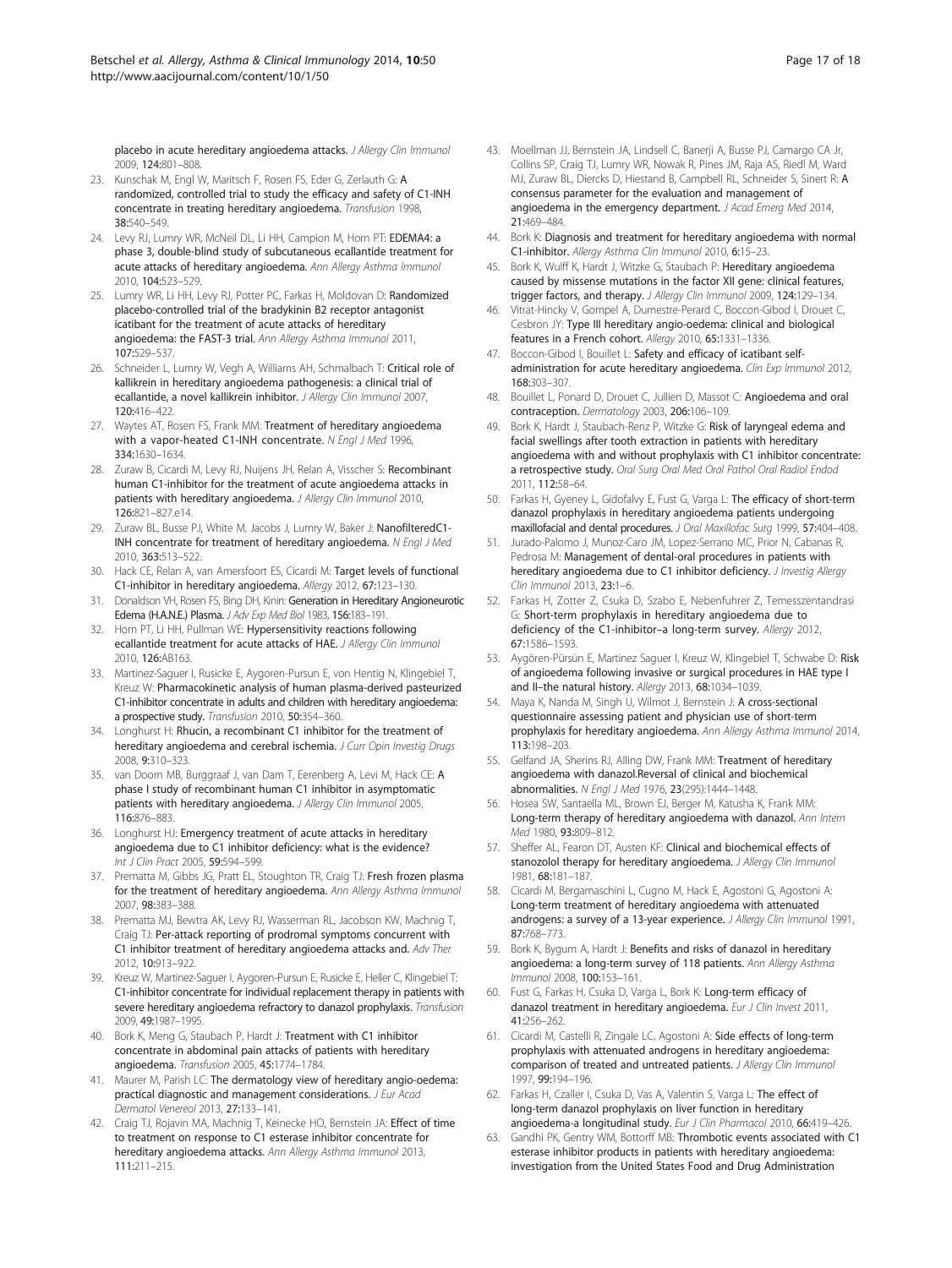placebo in acute hereditary angioedema attacks. *J Allergy Clin Immunol* 2009, **124:**801–808.

23. Kunschak M, Engl W, Maritsch F, Rosen FS, Eder G, Zerlauth G: **A randomized, controlled trial to study the efficacy and safety of C1-INH concentrate in treating hereditary angioedema.** *Transfusion* 1998, **38:**540–549.
24. Levy RJ, Lumry WR, McNeil DL, Li HH, Campion M, Horn PT: **EDEMA4: a phase 3, double-blind study of subcutaneous ecallantide treatment for acute attacks of hereditary angioedema.** *Ann Allergy Asthma Immunol* 2010, **104:**523–529.
25. Lumry WR, Li HH, Levy RJ, Potter PC, Farkas H, Moldovan D: **Randomized placebo-controlled trial of the bradykinin B2 receptor antagonist icatibant for the treatment of acute attacks of hereditary angioedema: the FAST-3 trial.** *Ann Allergy Asthma Immunol* 2011, **107:**529–537.
26. Schneider L, Lumry W, Vegh A, Williams AH, Schmalbach T: **Critical role of kallikrein in hereditary angioedema pathogenesis: a clinical trial of ecallantide, a novel kallikrein inhibitor.** *J Allergy Clin Immunol* 2007, **120:**416–422.
27. Waytes AT, Rosen FS, Frank MM: **Treatment of hereditary angioedema with a vapor-heated C1-INH concentrate.** *N Engl J Med* 1996, **334:**1630–1634.
28. Zuraw B, Cicardi M, Levy RJ, Nuijens JH, Relan A, Visscher S: **Recombinant human C1-inhibitor for the treatment of acute angioedema attacks in patients with hereditary angioedema.** *J Allergy Clin Immunol* 2010, **126:**821–827.e14.
29. Zuraw BL, Busse PJ, White M, Jacobs J, Lumry W, Baker J: **NanofilteredC1-INH concentrate for treatment of hereditary angioedema.** *N Engl J Med* 2010, **363:**513–522.
30. Hack CE, Relan A, van Amersfoort ES, Cicardi M: **Target levels of functional C1-inhibitor in hereditary angioedema.** *Allergy* 2012, **67:**123–130.
31. Donaldson VH, Rosen FS, Bing DH, Kinin: **Generation in Hereditary Angioneurotic Edema (H.A.N.E.) Plasma.** *J Adv Exp Med Biol* 1983, **156:**183–191.
32. Horn PT, Li HH, Pullman WE: **Hypersensitivity reactions following ecallantide treatment for acute attacks of HAE.** *J Allergy Clin Immunol* 2010, **126:**AB163.
33. Martinez-Saguer I, Rusicke E, Aygoren-Pursun E, von Hentig N, Klingebiel T, Kreuz W: **Pharmacokinetic analysis of human plasma-derived pasteurized C1-inhibitor concentrate in adults and children with hereditary angioedema: a prospective study.** *Transfusion* 2010, **50:**354–360.
34. Longhurst H: **Rhucin, a recombinant C1 inhibitor for the treatment of hereditary angioedema and cerebral ischemia.** *J Curr Opin Investig Drugs* 2008, **9:**310–323.
35. van Doorn MB, Burggraaf J, van Dam T, Eerenberg A, Levi M, Hack CE: **A phase I study of recombinant human C1 inhibitor in asymptomatic patients with hereditary angioedema.** *J Allergy Clin Immunol* 2005, **116:**876–883.
36. Longhurst HJ: **Emergency treatment of acute attacks in hereditary angioedema due to C1 inhibitor deficiency: what is the evidence?** *Int J Clin Pract* 2005, **59:**594–599.
37. Prematta M, Gibbs JG, Pratt EL, Stoughton TR, Craig TJ: **Fresh frozen plasma for the treatment of hereditary angioedema.** *Ann Allergy Asthma Immunol* 2007, **98:**383–388.
38. Prematta MJ, Bewtra AK, Levy RJ, Wasserman RL, Jacobson KW, Machnig T, Craig TJ: **Per-attack reporting of prodromal symptoms concurrent with C1 inhibitor treatment of hereditary angioedema attacks and.** *Adv Ther* 2012, **10:**913–922.
39. Kreuz W, Martinez-Saguer I, Aygoren-Pursun E, Rusicke E, Heller C, Klingebiel T: **C1-inhibitor concentrate for individual replacement therapy in patients with severe hereditary angioedema refractory to danazol prophylaxis.** *Transfusion* 2009, **49:**1987–1995.
40. Bork K, Meng G, Staubach P, Hardt J: **Treatment with C1 inhibitor concentrate in abdominal pain attacks of patients with hereditary angioedema.** *Transfusion* 2005, **45:**1774–1784.
41. Maurer M, Parish LC: **The dermatology view of hereditary angio-oedema: practical diagnostic and management considerations.** *J Eur Acad Dermatol Venereol* 2013, **27:**133–141.
42. Craig TJ, Rojavin MA, Machnig T, Keinecke HO, Bernstein JA: **Effect of time to treatment on response to C1 esterase inhibitor concentrate for hereditary angioedema attacks.** *Ann Allergy Asthma Immunol* 2013, **111:**211–215.
43. Moellman JJ, Bernstein JA, Lindsell C, Banerji A, Busse PJ, Camargo CA Jr, Collins SP, Craig TJ, Lumry WR, Nowak R, Pines JM, Raja AS, Riedl M, Ward MJ, Zuraw BL, Diercks D, Hiestand B, Campbell RL, Schneider S, Sinert R: **A consensus parameter for the evaluation and management of angioedema in the emergency department.** *J Acad Emerg Med* 2014, **21:**469–484.
44. Bork K: **Diagnosis and treatment for hereditary angioedema with normal C1-inhibitor.** *Allergy Asthma Clin Immunol* 2010, **6:**15–23.
45. Bork K, Wulff K, Hardt J, Witzke G, Staubach P: **Hereditary angioedema caused by missense mutations in the factor XII gene: clinical features, trigger factors, and therapy.** *J Allergy Clin Immunol* 2009, **124:**129–134.
46. Vitrat-Hincky V, Gompel A, Dumestre-Perard C, Boccon-Gibod I, Drouet C, Cesbron JY: **Type III hereditary angio-oedema: clinical and biological features in a French cohort.** *Allergy* 2010, **65:**1331–1336.
47. Boccon-Gibod I, Bouillet L: **Safety and efficacy of icatibant self-administration for acute hereditary angioedema.** *Clin Exp Immunol* 2012, **168:**303–307.
48. Bouillet L, Ponard D, Drouet C, Jullien D, Massot C: **Angioedema and oral contraception.** *Dermatology* 2003, **206:**106–109.
49. Bork K, Hardt J, Staubach-Renz P, Witzke G: **Risk of laryngeal edema and facial swellings after tooth extraction in patients with hereditary angioedema with and without prophylaxis with C1 inhibitor concentrate: a retrospective study.** *Oral Surg Oral Med Oral Pathol Oral Radiol Endod* 2011, **112:**58–64.
50. Farkas H, Gyeney L, Gidofalvy E, Fust G, Varga L: **The efficacy of short-term danazol prophylaxis in hereditary angioedema patients undergoing maxillofacial and dental procedures.** *J Oral Maxillofac Surg* 1999, **57:**404–408.
51. Jurado-Palomo J, Munoz-Caro JM, Lopez-Serrano MC, Prior N, Cabanas R, Pedrosa M: **Management of dental-oral procedures in patients with hereditary angioedema due to C1 inhibitor deficiency.** *J Investig Allergy Clin Immunol* 2013, **23:**1–6.
52. Farkas H, Zotter Z, Csuka D, Szabo E, Nebenfuhrer Z, Temesszentandrasi G: **Short-term prophylaxis in hereditary angioedema due to deficiency of the C1-inhibitor–a long-term survey.** *Allergy* 2012, **67:**1586–1593.
53. Aygören-Pürsün E, Martinez Saguer I, Kreuz W, Klingebiel T, Schwabe D: **Risk of angioedema following invasive or surgical procedures in HAE type I and II–the natural history.** *Allergy* 2013, **68:**1034–1039.
54. Maya K, Nanda M, Singh U, Wilmot J, Bernstein J: **A cross-sectional questionnaire assessing patient and physician use of short-term prophylaxis for hereditary angioedema.** *Ann Allergy Asthma Immunol* 2014, **113:**198–203.
55. Gelfand JA, Sherins RJ, Alling DW, Frank MM: **Treatment of hereditary angioedema with danazol.Reversal of clinical and biochemical abnormalities.** *N Engl J Med* 1976, **23**(295)**:**1444–1448.
56. Hosea SW, Santaella ML, Brown EJ, Berger M, Katusha K, Frank MM: **Long-term therapy of hereditary angioedema with danazol.** *Ann Intern Med* 1980, **93:**809–812.
57. Sheffer AL, Fearon DT, Austen KF: **Clinical and biochemical effects of stanozolol therapy for hereditary angioedema.** *J Allergy Clin Immunol* 1981, **68:**181–187.
58. Cicardi M, Bergamaschini L, Cugno M, Hack E, Agostoni G, Agostoni A: **Long-term treatment of hereditary angioedema with attenuated androgens: a survey of a 13-year experience.** *J Allergy Clin Immunol* 1991, **87:**768–773.
59. Bork K, Bygum A, Hardt J: **Benefits and risks of danazol in hereditary angioedema: a long-term survey of 118 patients.** *Ann Allergy Asthma Immunol* 2008, **100:**153–161.
60. Fust G, Farkas H, Csuka D, Varga L, Bork K: **Long-term efficacy of danazol treatment in hereditary angioedema.** *Eur J Clin Invest* 2011, **41:**256–262.
61. Cicardi M, Castelli R, Zingale LC, Agostoni A: **Side effects of long-term prophylaxis with attenuated androgens in hereditary angioedema: comparison of treated and untreated patients.** *J Allergy Clin Immunol* 1997, **99:**194–196.
62. Farkas H, Czaller I, Csuka D, Vas A, Valentin S, Varga L: **The effect of long-term danazol prophylaxis on liver function in hereditary angioedema-a longitudinal study.** *Eur J Clin Pharmacol* 2010, **66:**419–426.
63. Gandhi PK, Gentry WM, Bottorff MB: **Thrombotic events associated with C1 esterase inhibitor products in patients with hereditary angioedema: investigation from the United States Food and Drug Administration**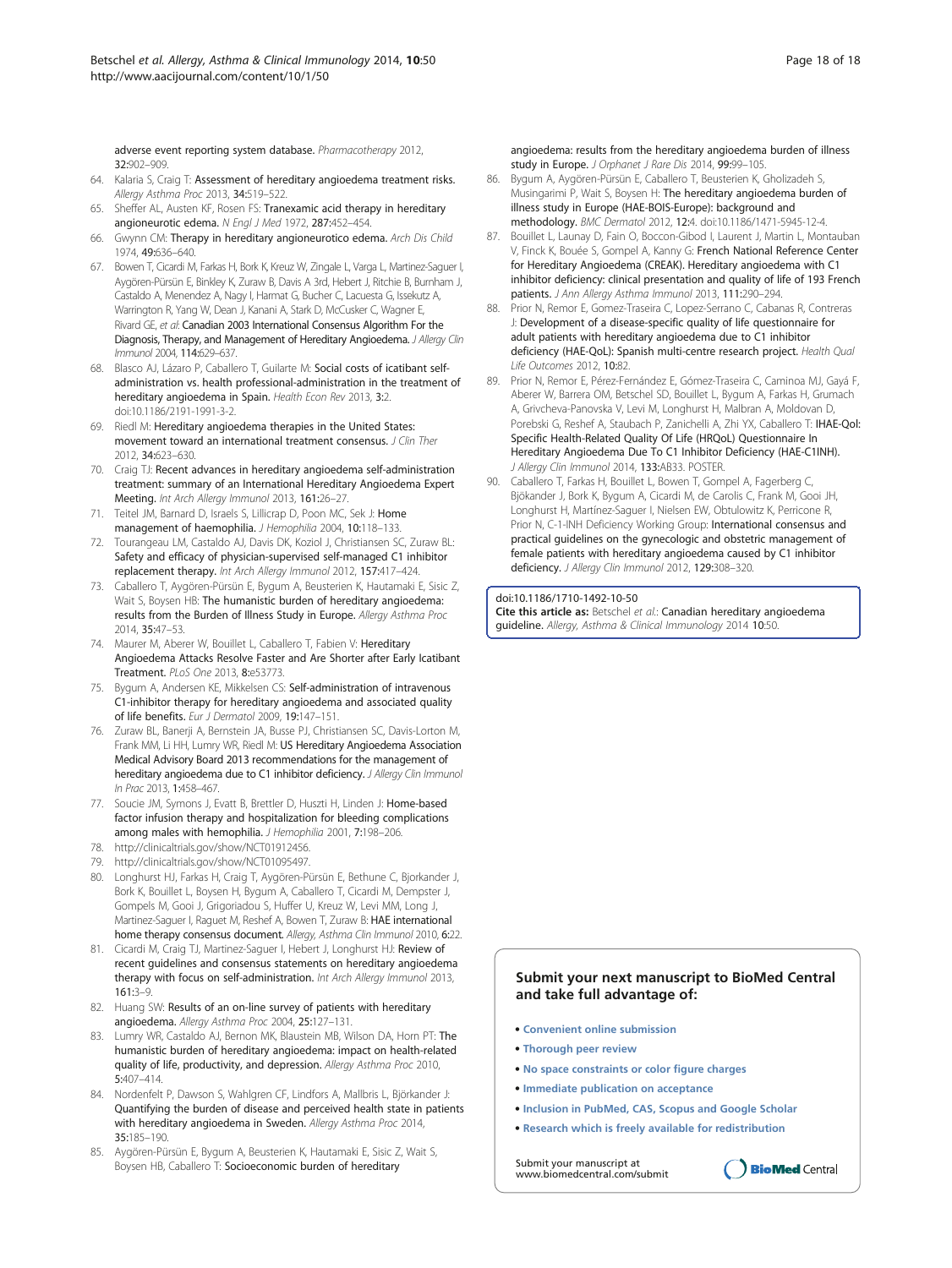adverse event reporting system database. *Pharmacotherapy* 2012, **32**:902–909.

64. Kalaria S, Craig T: **Assessment of hereditary angioedema treatment risks.** *Allergy Asthma Proc* 2013, **34**:519–522.
65. Sheffer AL, Austen KF, Rosen FS: **Tranexamic acid therapy in hereditary angioneurotic edema.** *N Engl J Med* 1972, **287**:452–454.
66. Gwynn CM: **Therapy in hereditary angioneurotico edema.** *Arch Dis Child* 1974, **49**:636–640.
67. Bowen T, Cicardi M, Farkas H, Bork K, Kreuz W, Zingale L, Varga L, Martinez-Saguer I, Aygören-Pürsün E, Binkley K, Zuraw B, Davis A 3rd, Hebert J, Ritchie B, Burnham J, Castaldo A, Menendez A, Nagy I, Harmat G, Bucher C, Lacuesta G, Issekutz A, Warrington R, Yang W, Dean J, Kanani A, Stark D, McCusker C, Wagner E, Rivard GE, *et al*: **Canadian 2003 International Consensus Algorithm For the Diagnosis, Therapy, and Management of Hereditary Angioedema.** *J Allergy Clin Immunol* 2004, **114**:629–637.
68. Blasco AJ, Lázaro P, Caballero T, Guilarte M: **Social costs of icatibant self-administration vs. health professional-administration in the treatment of hereditary angioedema in Spain.** *Health Econ Rev* 2013, **3**:2. doi:10.1186/2191-1991-3-2.
69. Riedl M: **Hereditary angioedema therapies in the United States: movement toward an international treatment consensus.** *J Clin Ther* 2012, **34**:623–630.
70. Craig TJ: **Recent advances in hereditary angioedema self-administration treatment: summary of an International Hereditary Angioedema Expert Meeting.** *Int Arch Allergy Immunol* 2013, **161**:26–27.
71. Teitel JM, Barnard D, Israels S, Lillicrap D, Poon MC, Sek J: **Home management of haemophilia.** *J Hemophilia* 2004, **10**:118–133.
72. Tourangeau LM, Castaldo AJ, Davis DK, Koziol J, Christiansen SC, Zuraw BL: **Safety and efficacy of physician-supervised self-managed C1 inhibitor replacement therapy.** *Int Arch Allergy Immunol* 2012, **157**:417–424.
73. Caballero T, Aygören-Pürsün E, Bygum A, Beusterien K, Hautamaki E, Sisic Z, Wait S, Boysen HB: **The humanistic burden of hereditary angioedema: results from the Burden of Illness Study in Europe.** *Allergy Asthma Proc* 2014, **35**:47–53.
74. Maurer M, Aberer W, Bouillet L, Caballero T, Fabien V: **Hereditary Angioedema Attacks Resolve Faster and Are Shorter after Early Icatibant Treatment.** *PLoS One* 2013, **8**:e53773.
75. Bygum A, Andersen KE, Mikkelsen CS: **Self-administration of intravenous C1-inhibitor therapy for hereditary angioedema and associated quality of life benefits.** *Eur J Dermatol* 2009, **19**:147–151.
76. Zuraw BL, Banerji A, Bernstein JA, Busse PJ, Christiansen SC, Davis-Lorton M, Frank MM, Li HH, Lumry WR, Riedl M: **US Hereditary Angioedema Association Medical Advisory Board 2013 recommendations for the management of hereditary angioedema due to C1 inhibitor deficiency.** *J Allergy Clin Immunol In Prac* 2013, **1**:458–467.
77. Soucie JM, Symons J, Evatt B, Brettler D, Huszti H, Linden J: **Home-based factor infusion therapy and hospitalization for bleeding complications among males with hemophilia.** *J Hemophilia* 2001, **7**:198–206.
78. http://clinicaltrials.gov/show/NCT01912456.
79. http://clinicaltrials.gov/show/NCT01095497.
80. Longhurst HJ, Farkas H, Craig T, Aygören-Pürsün E, Bethune C, Bjorkander J, Bork K, Bouillet L, Boysen H, Bygum A, Caballero T, Cicardi M, Dempster J, Gompels M, Gooi J, Grigoriadou S, Huffer U, Kreuz W, Levi MM, Long J, Martinez-Saguer I, Raguet M, Reshef A, Bowen T, Zuraw B: **HAE international home therapy consensus document.** *Allergy, Asthma Clin Immunol* 2010, **6**:22.
81. Cicardi M, Craig TJ, Martinez-Saguer I, Hebert J, Longhurst HJ: **Review of recent guidelines and consensus statements on hereditary angioedema therapy with focus on self-administration.** *Int Arch Allergy Immunol* 2013, **161**:3–9.
82. Huang SW: **Results of an on-line survey of patients with hereditary angioedema.** *Allergy Asthma Proc* 2004, **25**:127–131.
83. Lumry WR, Castaldo AJ, Bernon MK, Blaustein MB, Wilson DA, Horn PT: **The humanistic burden of hereditary angioedema: impact on health-related quality of life, productivity, and depression.** *Allergy Asthma Proc* 2010, **5**:407–414.
84. Nordenfelt P, Dawson S, Wahlgren CF, Lindfors A, Mallbris L, Björkander J: **Quantifying the burden of disease and perceived health state in patients with hereditary angioedema in Sweden.** *Allergy Asthma Proc* 2014, **35**:185–190.
85. Aygören-Pürsün E, Bygum A, Beusterien K, Hautamaki E, Sisic Z, Wait S, Boysen HB, Caballero T: **Socioeconomic burden of hereditary angioedema: results from the hereditary angioedema burden of illness study in Europe.** *J Orphanet J Rare Dis* 2014, **99**:99–105.
86. Bygum A, Aygören-Pürsün E, Caballero T, Beusterien K, Gholizadeh S, Musingarimi P, Wait S, Boysen H: **The hereditary angioedema burden of illness study in Europe (HAE-BOIS-Europe): background and methodology.** *BMC Dermatol* 2012, **12**:4. doi:10.1186/1471-5945-12-4.
87. Bouillet L, Launay D, Fain O, Boccon-Gibod I, Laurent J, Martin L, Montauban V, Finck K, Bouée S, Gompel A, Kanny G: **French National Reference Center for Hereditary Angioedema (CREAK). Hereditary angioedema with C1 inhibitor deficiency: clinical presentation and quality of life of 193 French patients.** *J Ann Allergy Asthma Immunol* 2013, **111**:290–294.
88. Prior N, Remor E, Gomez-Traseira C, Lopez-Serrano C, Cabanas R, Contreras J: **Development of a disease-specific quality of life questionnaire for adult patients with hereditary angioedema due to C1 inhibitor deficiency (HAE-QoL): Spanish multi-centre research project.** *Health Qual Life Outcomes* 2012, **10**:82.
89. Prior N, Remor E, Pérez-Fernández E, Gómez-Traseira C, Caminoa MJ, Gayá F, Aberer W, Barrera OM, Betschel SD, Bouillet L, Bygum A, Farkas H, Grumach A, Grivcheva-Panovska V, Levi M, Longhurst H, Malbran A, Moldovan D, Porebski G, Reshef A, Staubach P, Zanichelli A, Zhi YX, Caballero T: **IHAE-Qol: Specific Health-Related Quality Of Life (HRQoL) Questionnaire In Hereditary Angioedema Due To C1 Inhibitor Deficiency (HAE-C1INH).** *J Allergy Clin Immunol* 2014, **133**:AB33. POSTER.
90. Caballero T, Farkas H, Bouillet L, Bowen T, Gompel A, Fagerberg C, Bjökander J, Bork K, Bygum A, Cicardi M, de Carolis C, Frank M, Gooi JH, Longhurst H, Martínez-Saguer I, Nielsen EW, Obtulowitz K, Perricone R, Prior N, C-1-INH Deficiency Working Group: **International consensus and practical guidelines on the gynecologic and obstetric management of female patients with hereditary angioedema caused by C1 inhibitor deficiency.** *J Allergy Clin Immunol* 2012, **129**:308–320.

doi:10.1186/1710-1492-10-50
**Cite this article as:** Betschel *et al.*: Canadian hereditary angioedema guideline. *Allergy, Asthma & Clinical Immunology* 2014 **10**:50.

**Submit your next manuscript to BioMed Central and take full advantage of:**

- **Convenient online submission**
- **Thorough peer review**
- **No space constraints or color figure charges**
- **Immediate publication on acceptance**
- **Inclusion in PubMed, CAS, Scopus and Google Scholar**
- **Research which is freely available for redistribution**

Submit your manuscript at
www.biomedcentral.com/submit

BioMed Central